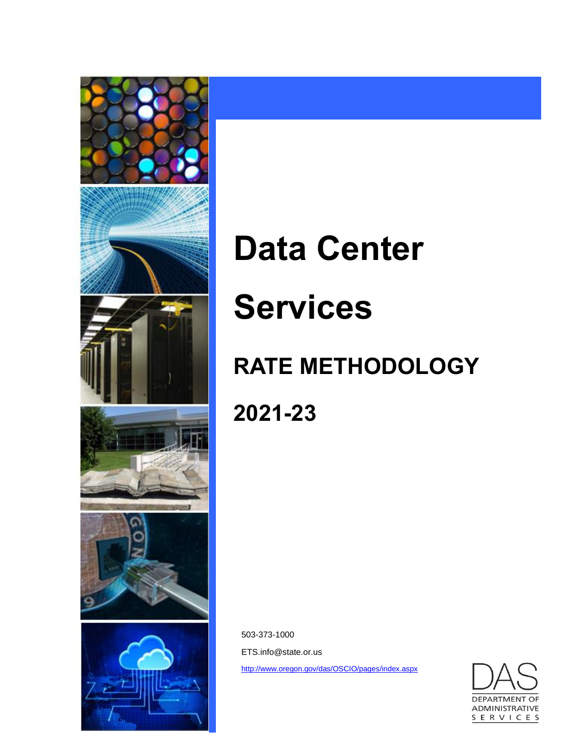# Data Center Services

## RATE METHODOLOGY

## 2021-23

503-373-1000

ETS.info@state.or.us

http://www.oregon.gov/das/OSCIO/pages/index.aspx

DAS
DEPARTMENT OF ADMINISTRATIVE SERVICES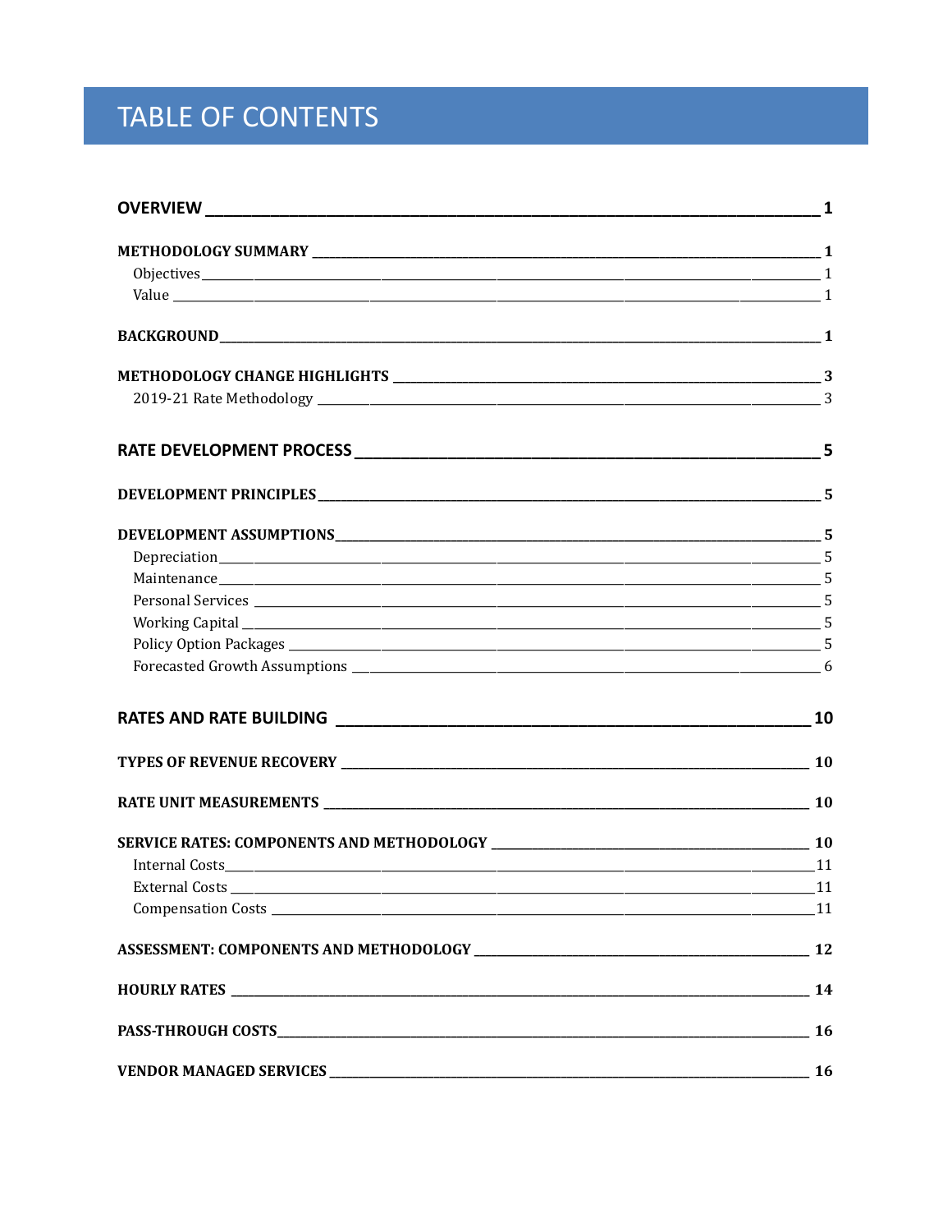# TABLE OF CONTENTS

**OVERVIEW** 1

**METHODOLOGY SUMMARY** 1

- Objectives 1
- Value 1

**BACKGROUND** 1

**METHODOLOGY CHANGE HIGHLIGHTS** 3

- 2019-21 Rate Methodology 3

**RATE DEVELOPMENT PROCESS** 5

**DEVELOPMENT PRINCIPLES** 5

**DEVELOPMENT ASSUMPTIONS** 5

- Depreciation 5
- Maintenance 5
- Personal Services 5
- Working Capital 5
- Policy Option Packages 5
- Forecasted Growth Assumptions 6

**RATES AND RATE BUILDING** 10

**TYPES OF REVENUE RECOVERY** 10

**RATE UNIT MEASUREMENTS** 10

**SERVICE RATES: COMPONENTS AND METHODOLOGY** 10

- Internal Costs 11
- External Costs 11
- Compensation Costs 11

**ASSESSMENT: COMPONENTS AND METHODOLOGY** 12

**HOURLY RATES** 14

**PASS-THROUGH COSTS** 16

**VENDOR MANAGED SERVICES** 16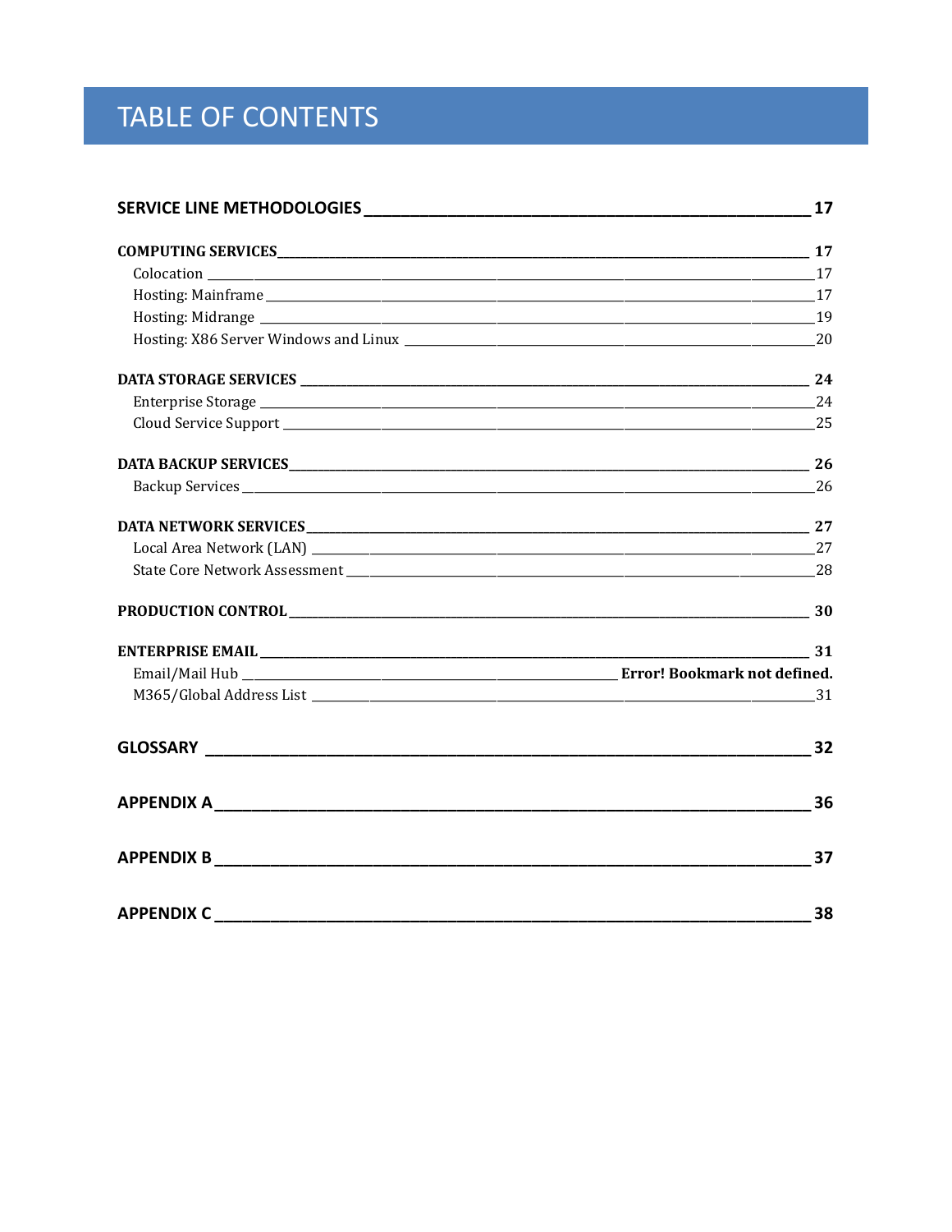# TABLE OF CONTENTS

**SERVICE LINE METHODOLOGIES** — **17**

**COMPUTING SERVICES** — **17**
- Colocation — 17
- Hosting: Mainframe — 17
- Hosting: Midrange — 19
- Hosting: X86 Server Windows and Linux — 20

**DATA STORAGE SERVICES** — **24**
- Enterprise Storage — 24
- Cloud Service Support — 25

**DATA BACKUP SERVICES** — **26**
- Backup Services — 26

**DATA NETWORK SERVICES** — **27**
- Local Area Network (LAN) — 27
- State Core Network Assessment — 28

**PRODUCTION CONTROL** — **30**

**ENTERPRISE EMAIL** — **31**
- Email/Mail Hub — **Error! Bookmark not defined.**
- M365/Global Address List — 31

**GLOSSARY** — **32**

**APPENDIX A** — **36**

**APPENDIX B** — **37**

**APPENDIX C** — **38**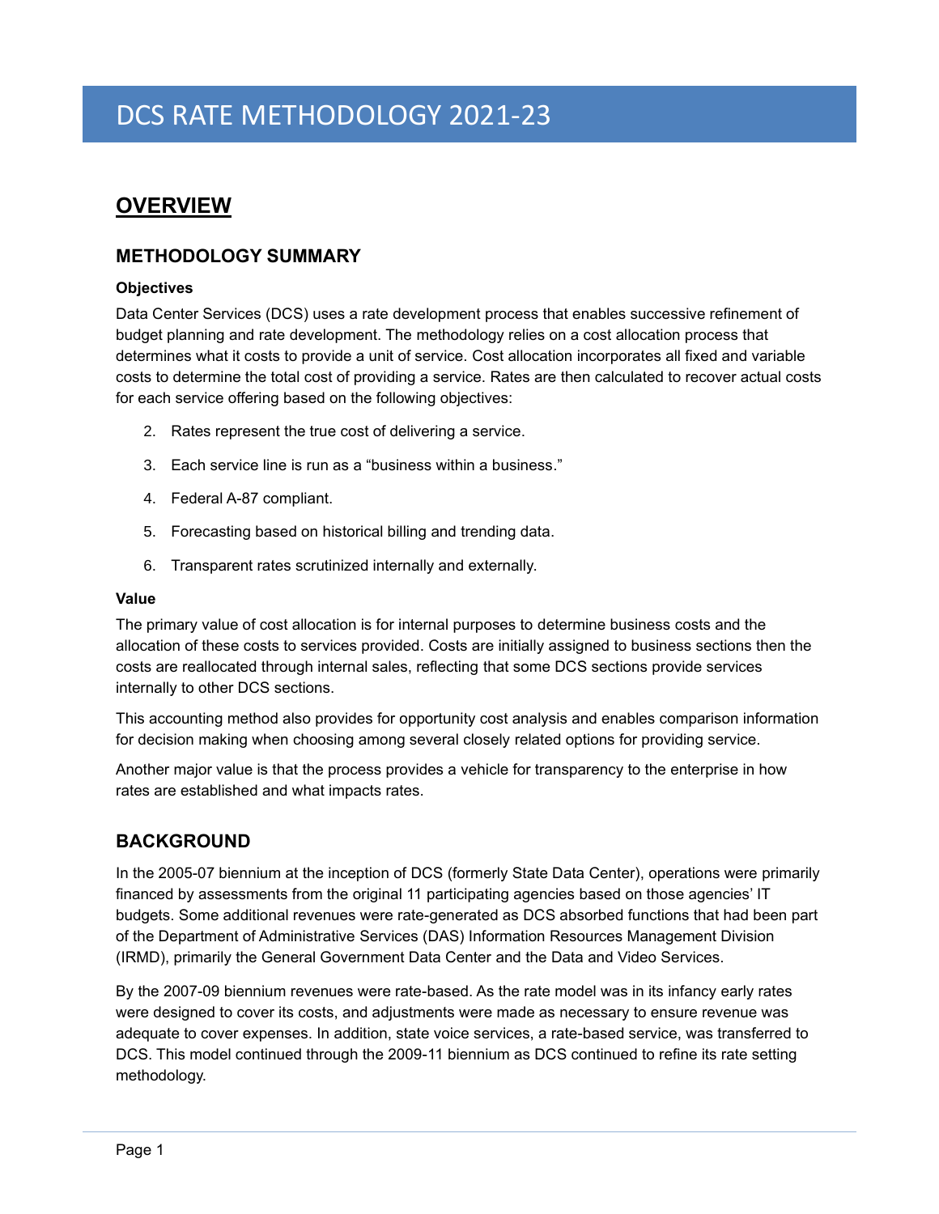# DCS RATE METHODOLOGY 2021-23

## OVERVIEW

### METHODOLOGY SUMMARY

**Objectives**

Data Center Services (DCS) uses a rate development process that enables successive refinement of budget planning and rate development. The methodology relies on a cost allocation process that determines what it costs to provide a unit of service. Cost allocation incorporates all fixed and variable costs to determine the total cost of providing a service. Rates are then calculated to recover actual costs for each service offering based on the following objectives:

2. Rates represent the true cost of delivering a service.
3. Each service line is run as a "business within a business."
4. Federal A-87 compliant.
5. Forecasting based on historical billing and trending data.
6. Transparent rates scrutinized internally and externally.

**Value**

The primary value of cost allocation is for internal purposes to determine business costs and the allocation of these costs to services provided. Costs are initially assigned to business sections then the costs are reallocated through internal sales, reflecting that some DCS sections provide services internally to other DCS sections.

This accounting method also provides for opportunity cost analysis and enables comparison information for decision making when choosing among several closely related options for providing service.

Another major value is that the process provides a vehicle for transparency to the enterprise in how rates are established and what impacts rates.

### BACKGROUND

In the 2005-07 biennium at the inception of DCS (formerly State Data Center), operations were primarily financed by assessments from the original 11 participating agencies based on those agencies' IT budgets. Some additional revenues were rate-generated as DCS absorbed functions that had been part of the Department of Administrative Services (DAS) Information Resources Management Division (IRMD), primarily the General Government Data Center and the Data and Video Services.

By the 2007-09 biennium revenues were rate-based. As the rate model was in its infancy early rates were designed to cover its costs, and adjustments were made as necessary to ensure revenue was adequate to cover expenses. In addition, state voice services, a rate-based service, was transferred to DCS. This model continued through the 2009-11 biennium as DCS continued to refine its rate setting methodology.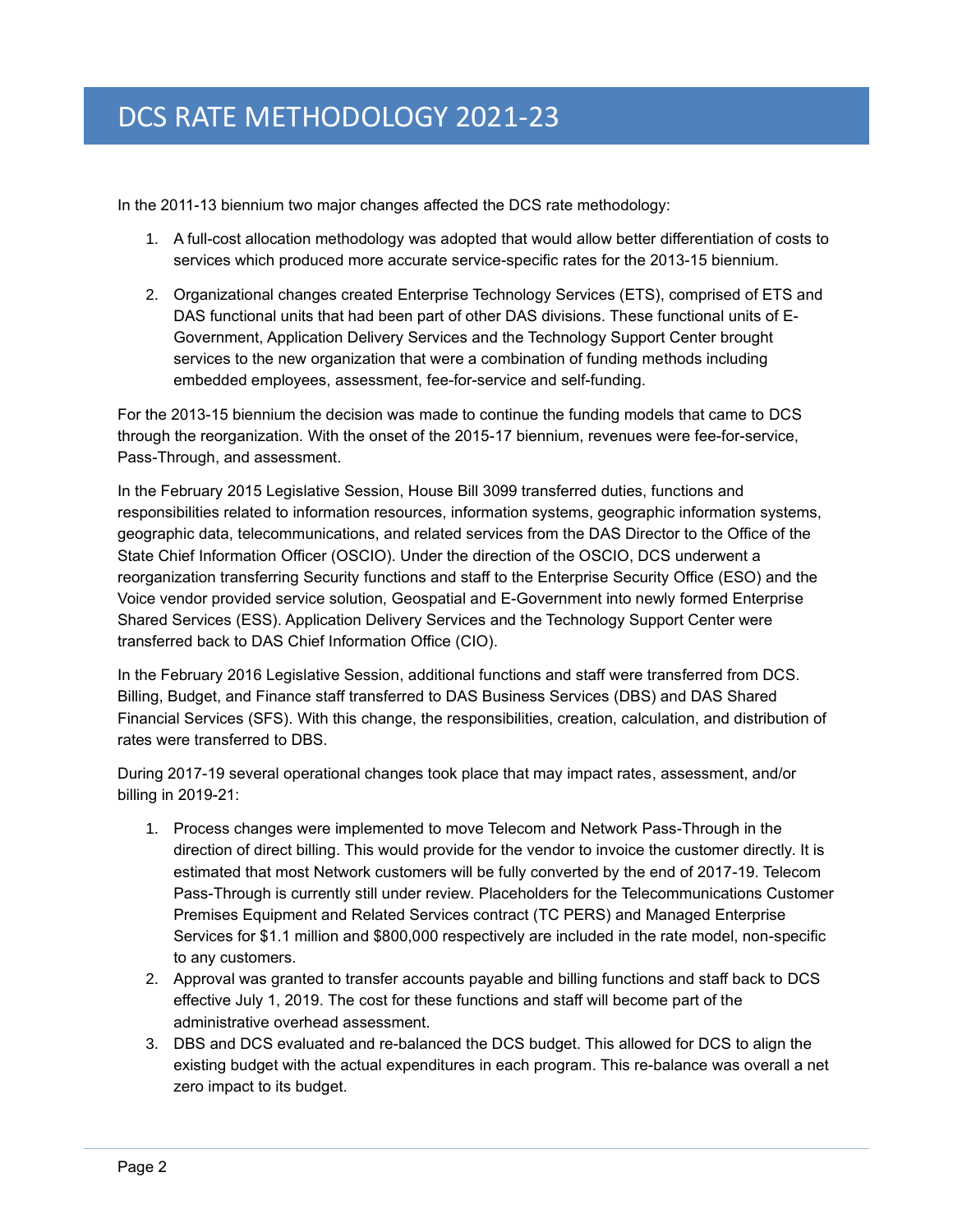# DCS RATE METHODOLOGY 2021-23

In the 2011-13 biennium two major changes affected the DCS rate methodology:

1. A full-cost allocation methodology was adopted that would allow better differentiation of costs to services which produced more accurate service-specific rates for the 2013-15 biennium.

2. Organizational changes created Enterprise Technology Services (ETS), comprised of ETS and DAS functional units that had been part of other DAS divisions. These functional units of E-Government, Application Delivery Services and the Technology Support Center brought services to the new organization that were a combination of funding methods including embedded employees, assessment, fee-for-service and self-funding.

For the 2013-15 biennium the decision was made to continue the funding models that came to DCS through the reorganization. With the onset of the 2015-17 biennium, revenues were fee-for-service, Pass-Through, and assessment.

In the February 2015 Legislative Session, House Bill 3099 transferred duties, functions and responsibilities related to information resources, information systems, geographic information systems, geographic data, telecommunications, and related services from the DAS Director to the Office of the State Chief Information Officer (OSCIO). Under the direction of the OSCIO, DCS underwent a reorganization transferring Security functions and staff to the Enterprise Security Office (ESO) and the Voice vendor provided service solution, Geospatial and E-Government into newly formed Enterprise Shared Services (ESS). Application Delivery Services and the Technology Support Center were transferred back to DAS Chief Information Office (CIO).

In the February 2016 Legislative Session, additional functions and staff were transferred from DCS. Billing, Budget, and Finance staff transferred to DAS Business Services (DBS) and DAS Shared Financial Services (SFS). With this change, the responsibilities, creation, calculation, and distribution of rates were transferred to DBS.

During 2017-19 several operational changes took place that may impact rates, assessment, and/or billing in 2019-21:

1. Process changes were implemented to move Telecom and Network Pass-Through in the direction of direct billing. This would provide for the vendor to invoice the customer directly. It is estimated that most Network customers will be fully converted by the end of 2017-19. Telecom Pass-Through is currently still under review. Placeholders for the Telecommunications Customer Premises Equipment and Related Services contract (TC PERS) and Managed Enterprise Services for $1.1 million and $800,000 respectively are included in the rate model, non-specific to any customers.
2. Approval was granted to transfer accounts payable and billing functions and staff back to DCS effective July 1, 2019. The cost for these functions and staff will become part of the administrative overhead assessment.
3. DBS and DCS evaluated and re-balanced the DCS budget. This allowed for DCS to align the existing budget with the actual expenditures in each program. This re-balance was overall a net zero impact to its budget.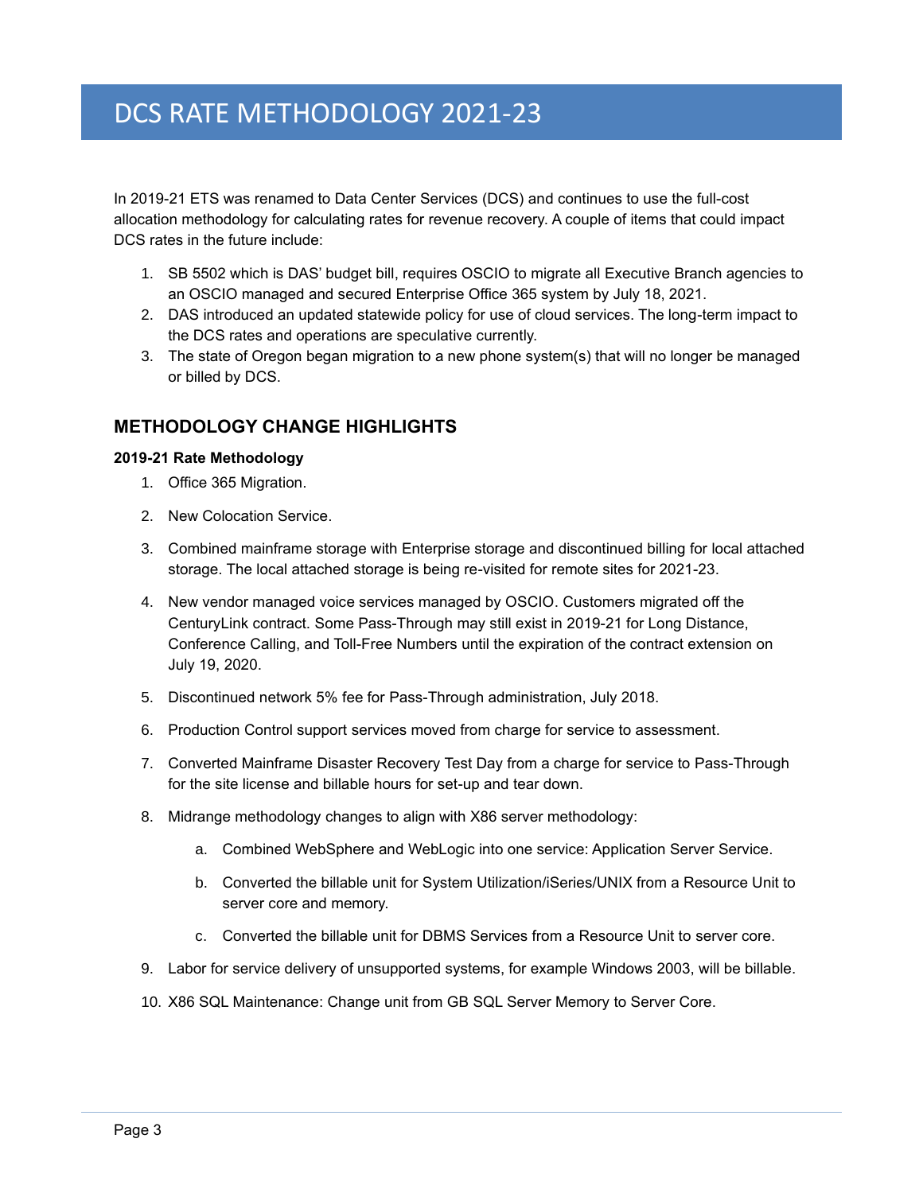# DCS RATE METHODOLOGY 2021-23

In 2019-21 ETS was renamed to Data Center Services (DCS) and continues to use the full-cost allocation methodology for calculating rates for revenue recovery. A couple of items that could impact DCS rates in the future include:

1. SB 5502 which is DAS' budget bill, requires OSCIO to migrate all Executive Branch agencies to an OSCIO managed and secured Enterprise Office 365 system by July 18, 2021.
2. DAS introduced an updated statewide policy for use of cloud services. The long-term impact to the DCS rates and operations are speculative currently.
3. The state of Oregon began migration to a new phone system(s) that will no longer be managed or billed by DCS.

## METHODOLOGY CHANGE HIGHLIGHTS

**2019-21 Rate Methodology**

1. Office 365 Migration.
2. New Colocation Service.
3. Combined mainframe storage with Enterprise storage and discontinued billing for local attached storage. The local attached storage is being re-visited for remote sites for 2021-23.
4. New vendor managed voice services managed by OSCIO. Customers migrated off the CenturyLink contract. Some Pass-Through may still exist in 2019-21 for Long Distance, Conference Calling, and Toll-Free Numbers until the expiration of the contract extension on July 19, 2020.
5. Discontinued network 5% fee for Pass-Through administration, July 2018.
6. Production Control support services moved from charge for service to assessment.
7. Converted Mainframe Disaster Recovery Test Day from a charge for service to Pass-Through for the site license and billable hours for set-up and tear down.
8. Midrange methodology changes to align with X86 server methodology:
   a. Combined WebSphere and WebLogic into one service: Application Server Service.
   b. Converted the billable unit for System Utilization/iSeries/UNIX from a Resource Unit to server core and memory.
   c. Converted the billable unit for DBMS Services from a Resource Unit to server core.
9. Labor for service delivery of unsupported systems, for example Windows 2003, will be billable.
10. X86 SQL Maintenance: Change unit from GB SQL Server Memory to Server Core.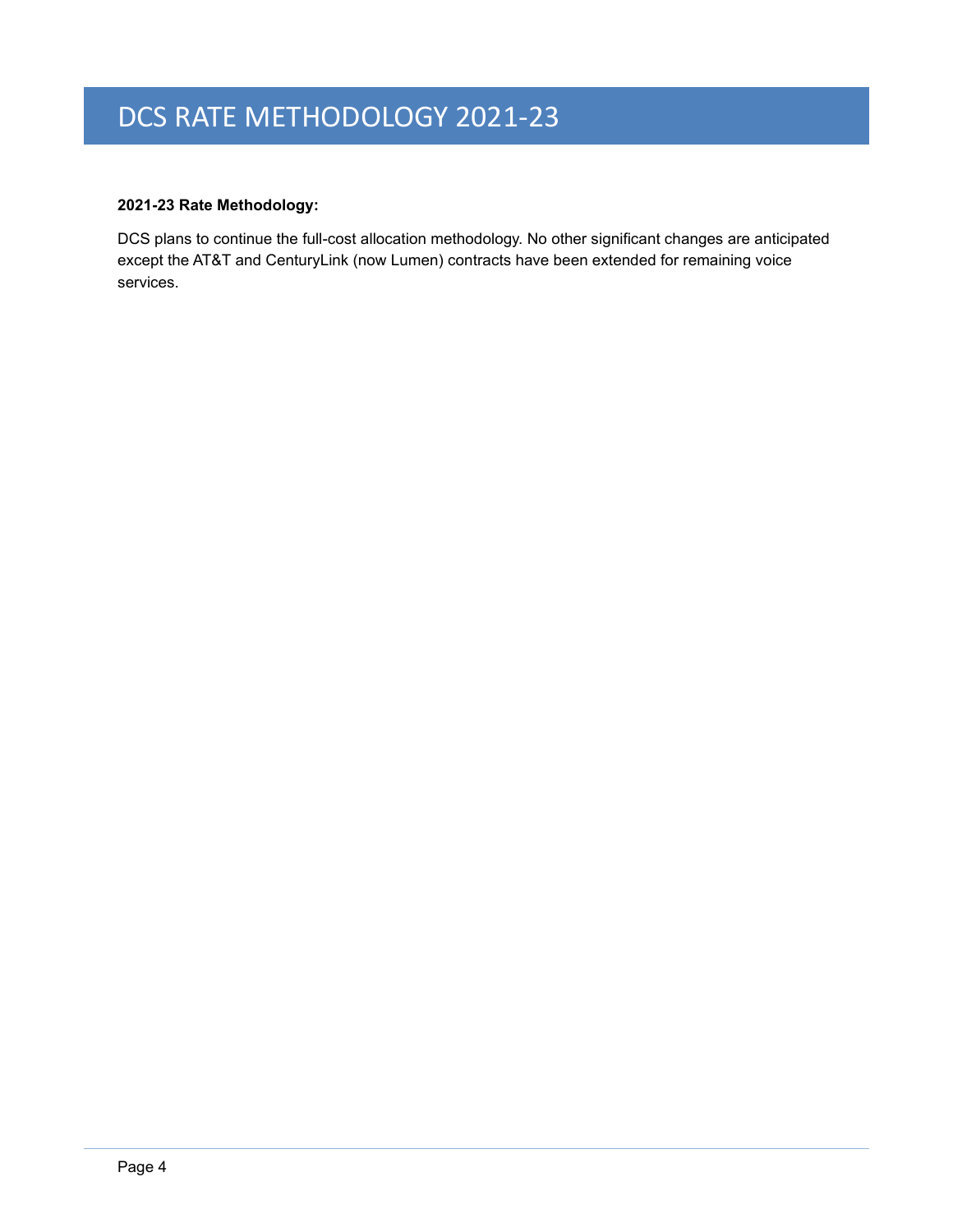# DCS RATE METHODOLOGY 2021-23

**2021-23 Rate Methodology:**

DCS plans to continue the full-cost allocation methodology. No other significant changes are anticipated except the AT&T and CenturyLink (now Lumen) contracts have been extended for remaining voice services.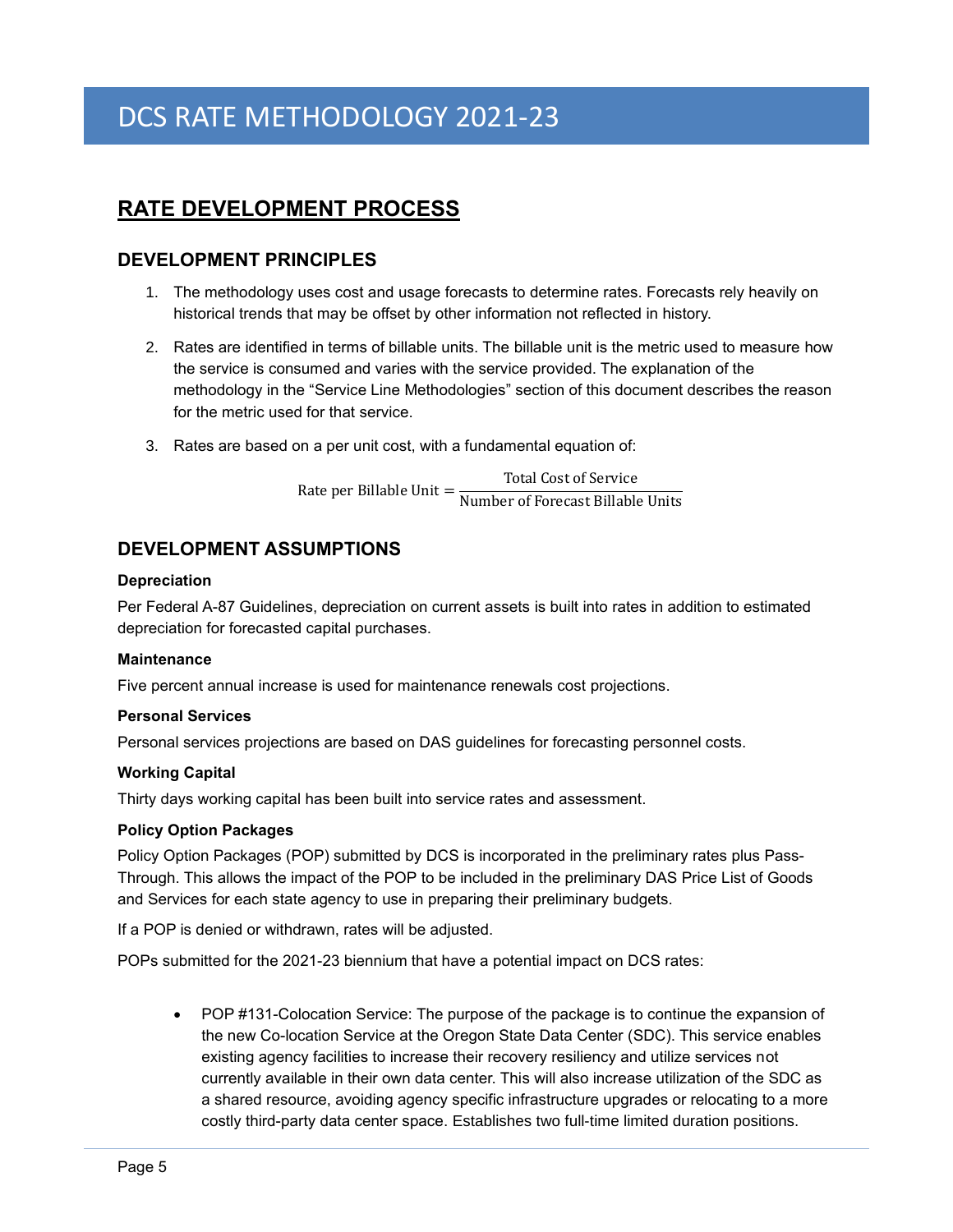# DCS RATE METHODOLOGY 2021-23

## RATE DEVELOPMENT PROCESS

### DEVELOPMENT PRINCIPLES

1. The methodology uses cost and usage forecasts to determine rates. Forecasts rely heavily on historical trends that may be offset by other information not reflected in history.

2. Rates are identified in terms of billable units. The billable unit is the metric used to measure how the service is consumed and varies with the service provided. The explanation of the methodology in the "Service Line Methodologies" section of this document describes the reason for the metric used for that service.

3. Rates are based on a per unit cost, with a fundamental equation of:

$$\text{Rate per Billable Unit} = \frac{\text{Total Cost of Service}}{\text{Number of Forecast Billable Units}}$$

### DEVELOPMENT ASSUMPTIONS

**Depreciation**

Per Federal A-87 Guidelines, depreciation on current assets is built into rates in addition to estimated depreciation for forecasted capital purchases.

**Maintenance**

Five percent annual increase is used for maintenance renewals cost projections.

**Personal Services**

Personal services projections are based on DAS guidelines for forecasting personnel costs.

**Working Capital**

Thirty days working capital has been built into service rates and assessment.

**Policy Option Packages**

Policy Option Packages (POP) submitted by DCS is incorporated in the preliminary rates plus Pass-Through. This allows the impact of the POP to be included in the preliminary DAS Price List of Goods and Services for each state agency to use in preparing their preliminary budgets.

If a POP is denied or withdrawn, rates will be adjusted.

POPs submitted for the 2021-23 biennium that have a potential impact on DCS rates:

- POP #131-Colocation Service: The purpose of the package is to continue the expansion of the new Co-location Service at the Oregon State Data Center (SDC). This service enables existing agency facilities to increase their recovery resiliency and utilize services not currently available in their own data center. This will also increase utilization of the SDC as a shared resource, avoiding agency specific infrastructure upgrades or relocating to a more costly third-party data center space. Establishes two full-time limited duration positions.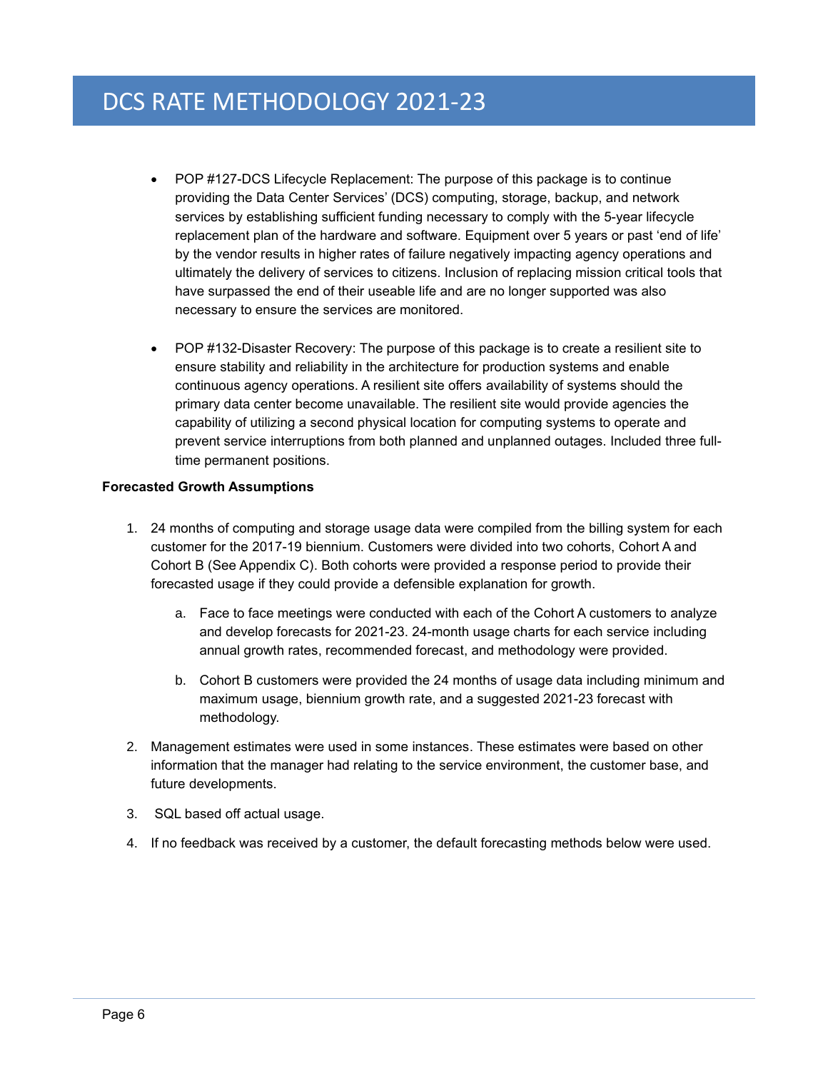- POP #127-DCS Lifecycle Replacement: The purpose of this package is to continue providing the Data Center Services' (DCS) computing, storage, backup, and network services by establishing sufficient funding necessary to comply with the 5-year lifecycle replacement plan of the hardware and software. Equipment over 5 years or past 'end of life' by the vendor results in higher rates of failure negatively impacting agency operations and ultimately the delivery of services to citizens. Inclusion of replacing mission critical tools that have surpassed the end of their useable life and are no longer supported was also necessary to ensure the services are monitored.

- POP #132-Disaster Recovery: The purpose of this package is to create a resilient site to ensure stability and reliability in the architecture for production systems and enable continuous agency operations. A resilient site offers availability of systems should the primary data center become unavailable. The resilient site would provide agencies the capability of utilizing a second physical location for computing systems to operate and prevent service interruptions from both planned and unplanned outages. Included three full-time permanent positions.

**Forecasted Growth Assumptions**

1. 24 months of computing and storage usage data were compiled from the billing system for each customer for the 2017-19 biennium. Customers were divided into two cohorts, Cohort A and Cohort B (See Appendix C). Both cohorts were provided a response period to provide their forecasted usage if they could provide a defensible explanation for growth.

   a. Face to face meetings were conducted with each of the Cohort A customers to analyze and develop forecasts for 2021-23. 24-month usage charts for each service including annual growth rates, recommended forecast, and methodology were provided.

   b. Cohort B customers were provided the 24 months of usage data including minimum and maximum usage, biennium growth rate, and a suggested 2021-23 forecast with methodology.

2. Management estimates were used in some instances. These estimates were based on other information that the manager had relating to the service environment, the customer base, and future developments.

3. SQL based off actual usage.

4. If no feedback was received by a customer, the default forecasting methods below were used.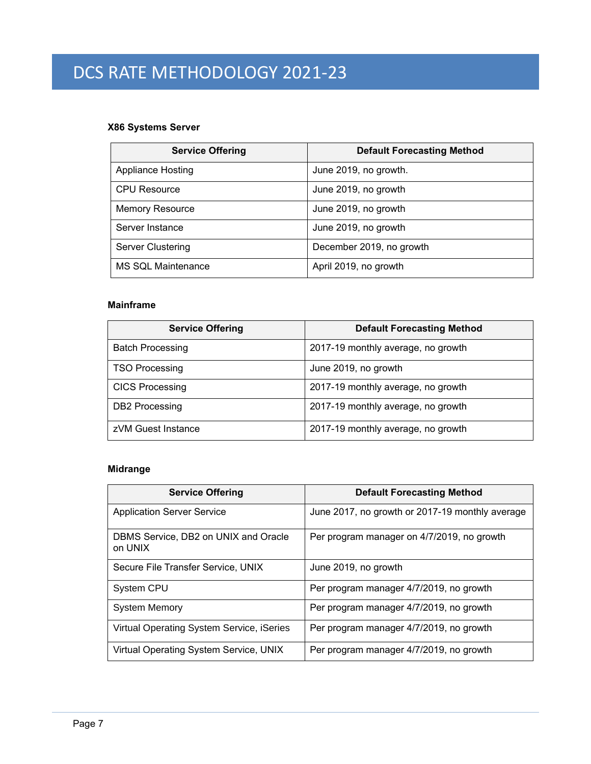### X86 Systems Server

| Service Offering | Default Forecasting Method |
| --- | --- |
| Appliance Hosting | June 2019, no growth. |
| CPU Resource | June 2019, no growth |
| Memory Resource | June 2019, no growth |
| Server Instance | June 2019, no growth |
| Server Clustering | December 2019, no growth |
| MS SQL Maintenance | April 2019, no growth |

### Mainframe

| Service Offering | Default Forecasting Method |
| --- | --- |
| Batch Processing | 2017-19 monthly average, no growth |
| TSO Processing | June 2019, no growth |
| CICS Processing | 2017-19 monthly average, no growth |
| DB2 Processing | 2017-19 monthly average, no growth |
| zVM Guest Instance | 2017-19 monthly average, no growth |

### Midrange

| Service Offering | Default Forecasting Method |
| --- | --- |
| Application Server Service | June 2017, no growth or 2017-19 monthly average |
| DBMS Service, DB2 on UNIX and Oracle on UNIX | Per program manager on 4/7/2019, no growth |
| Secure File Transfer Service, UNIX | June 2019, no growth |
| System CPU | Per program manager 4/7/2019, no growth |
| System Memory | Per program manager 4/7/2019, no growth |
| Virtual Operating System Service, iSeries | Per program manager 4/7/2019, no growth |
| Virtual Operating System Service, UNIX | Per program manager 4/7/2019, no growth |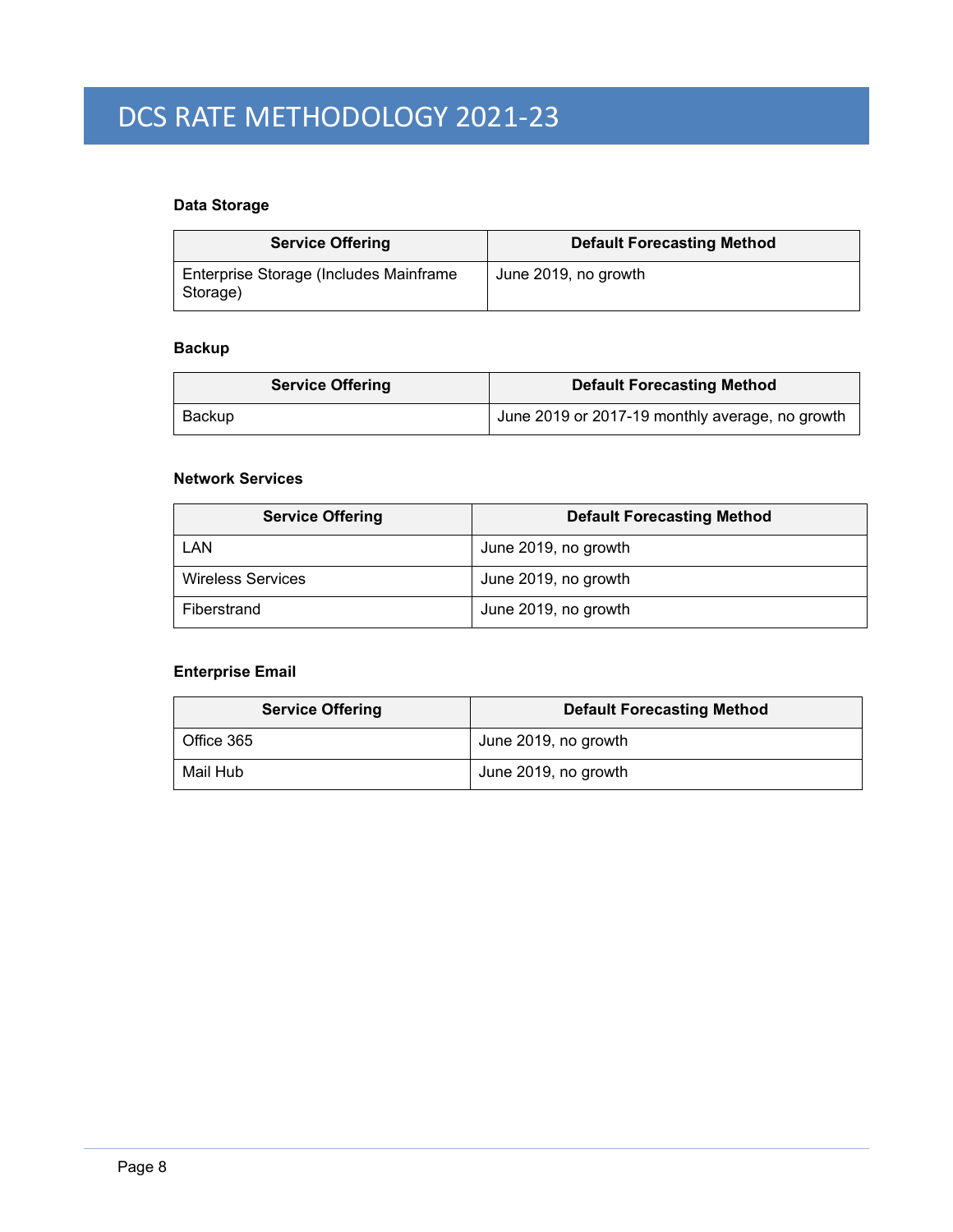### Data Storage

| Service Offering | Default Forecasting Method |
| --- | --- |
| Enterprise Storage (Includes Mainframe Storage) | June 2019, no growth |

### Backup

| Service Offering | Default Forecasting Method |
| --- | --- |
| Backup | June 2019 or 2017-19 monthly average, no growth |

### Network Services

| Service Offering | Default Forecasting Method |
| --- | --- |
| LAN | June 2019, no growth |
| Wireless Services | June 2019, no growth |
| Fiberstrand | June 2019, no growth |

### Enterprise Email

| Service Offering | Default Forecasting Method |
| --- | --- |
| Office 365 | June 2019, no growth |
| Mail Hub | June 2019, no growth |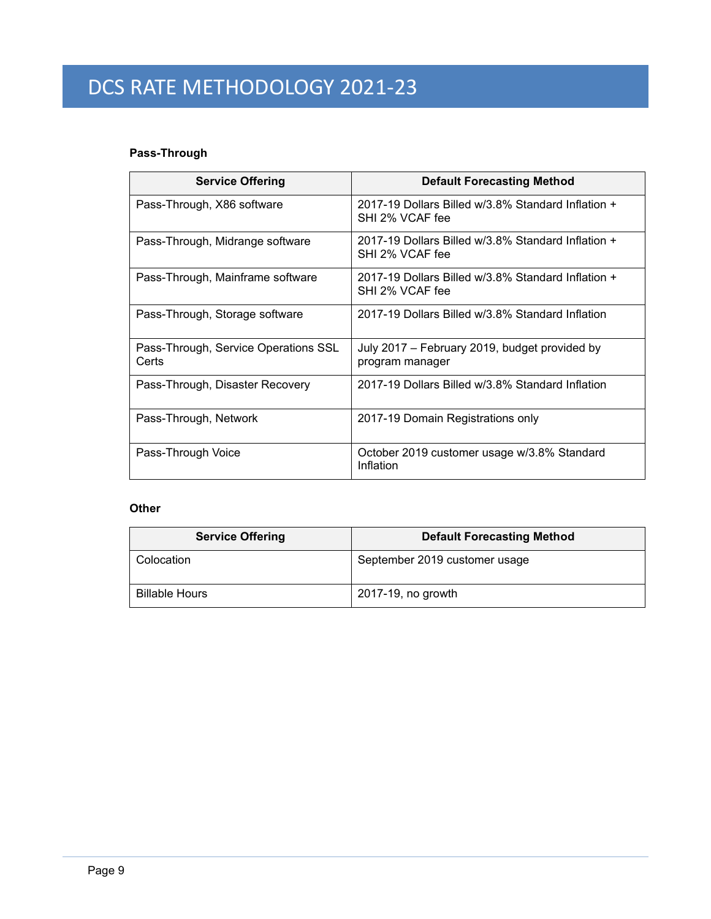**Pass-Through**

| Service Offering | Default Forecasting Method |
|---|---|
| Pass-Through, X86 software | 2017-19 Dollars Billed w/3.8% Standard Inflation + SHI 2% VCAF fee |
| Pass-Through, Midrange software | 2017-19 Dollars Billed w/3.8% Standard Inflation + SHI 2% VCAF fee |
| Pass-Through, Mainframe software | 2017-19 Dollars Billed w/3.8% Standard Inflation + SHI 2% VCAF fee |
| Pass-Through, Storage software | 2017-19 Dollars Billed w/3.8% Standard Inflation |
| Pass-Through, Service Operations SSL Certs | July 2017 – February 2019, budget provided by program manager |
| Pass-Through, Disaster Recovery | 2017-19 Dollars Billed w/3.8% Standard Inflation |
| Pass-Through, Network | 2017-19 Domain Registrations only |
| Pass-Through Voice | October 2019 customer usage w/3.8% Standard Inflation |

**Other**

| Service Offering | Default Forecasting Method |
|---|---|
| Colocation | September 2019 customer usage |
| Billable Hours | 2017-19, no growth |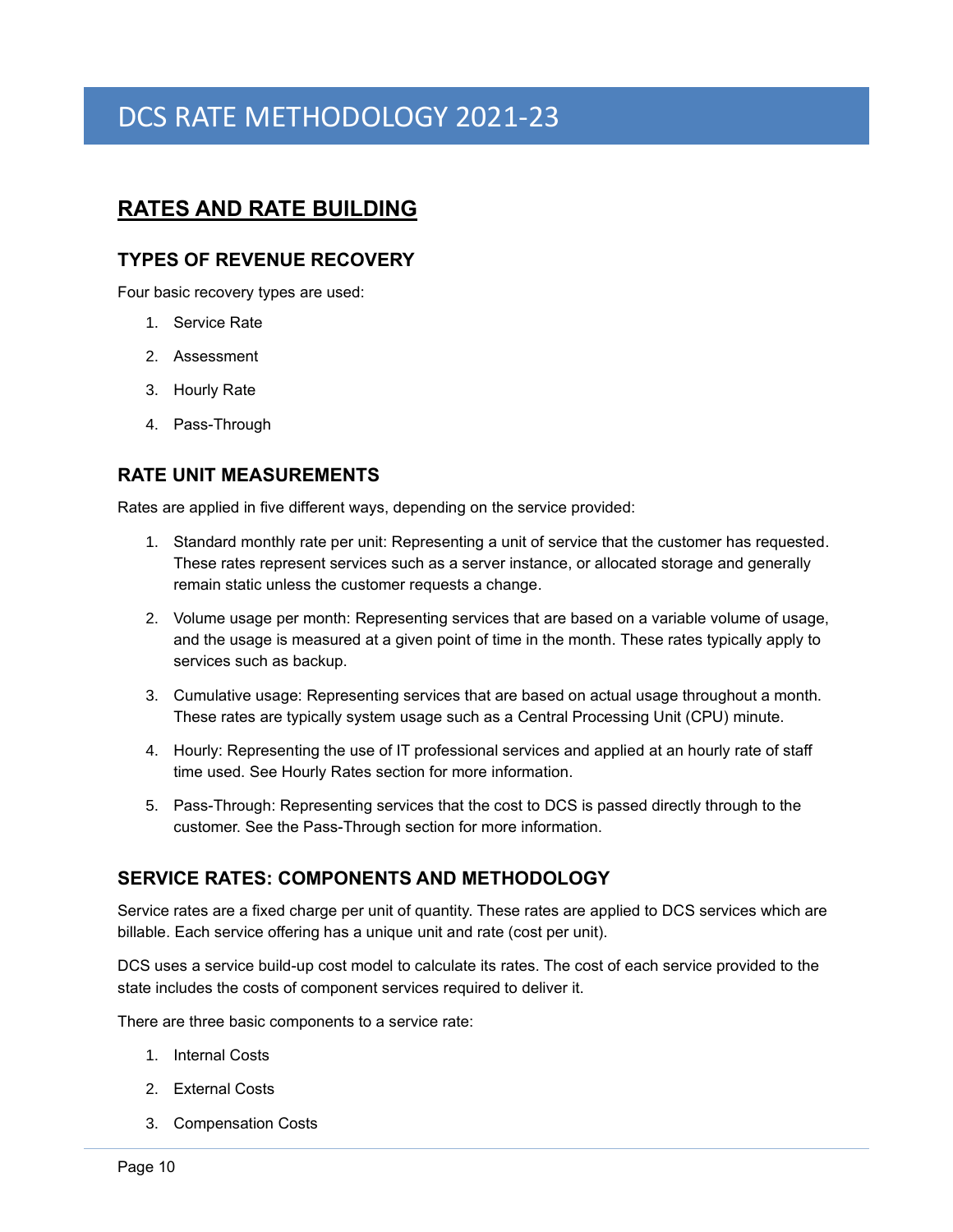## RATES AND RATE BUILDING

### TYPES OF REVENUE RECOVERY

Four basic recovery types are used:

1. Service Rate
2. Assessment
3. Hourly Rate
4. Pass-Through

### RATE UNIT MEASUREMENTS

Rates are applied in five different ways, depending on the service provided:

1. Standard monthly rate per unit: Representing a unit of service that the customer has requested. These rates represent services such as a server instance, or allocated storage and generally remain static unless the customer requests a change.
2. Volume usage per month: Representing services that are based on a variable volume of usage, and the usage is measured at a given point of time in the month. These rates typically apply to services such as backup.
3. Cumulative usage: Representing services that are based on actual usage throughout a month. These rates are typically system usage such as a Central Processing Unit (CPU) minute.
4. Hourly: Representing the use of IT professional services and applied at an hourly rate of staff time used. See Hourly Rates section for more information.
5. Pass-Through: Representing services that the cost to DCS is passed directly through to the customer. See the Pass-Through section for more information.

### SERVICE RATES: COMPONENTS AND METHODOLOGY

Service rates are a fixed charge per unit of quantity. These rates are applied to DCS services which are billable. Each service offering has a unique unit and rate (cost per unit).

DCS uses a service build-up cost model to calculate its rates. The cost of each service provided to the state includes the costs of component services required to deliver it.

There are three basic components to a service rate:

1. Internal Costs
2. External Costs
3. Compensation Costs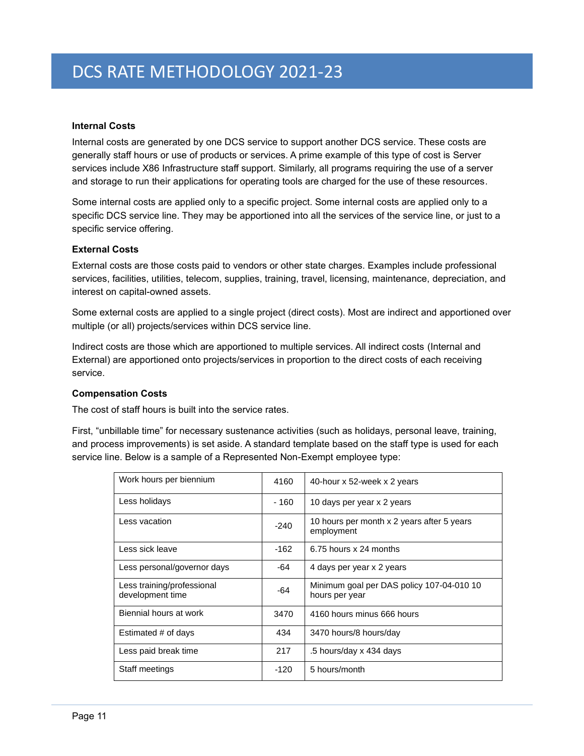# DCS RATE METHODOLOGY 2021-23

### Internal Costs

Internal costs are generated by one DCS service to support another DCS service. These costs are generally staff hours or use of products or services. A prime example of this type of cost is Server services include X86 Infrastructure staff support. Similarly, all programs requiring the use of a server and storage to run their applications for operating tools are charged for the use of these resources.

Some internal costs are applied only to a specific project. Some internal costs are applied only to a specific DCS service line. They may be apportioned into all the services of the service line, or just to a specific service offering.

### External Costs

External costs are those costs paid to vendors or other state charges. Examples include professional services, facilities, utilities, telecom, supplies, training, travel, licensing, maintenance, depreciation, and interest on capital-owned assets.

Some external costs are applied to a single project (direct costs). Most are indirect and apportioned over multiple (or all) projects/services within DCS service line.

Indirect costs are those which are apportioned to multiple services. All indirect costs (Internal and External) are apportioned onto projects/services in proportion to the direct costs of each receiving service.

### Compensation Costs

The cost of staff hours is built into the service rates.

First, "unbillable time" for necessary sustenance activities (such as holidays, personal leave, training, and process improvements) is set aside. A standard template based on the staff type is used for each service line. Below is a sample of a Represented Non-Exempt employee type:

| | | |
|---|---|---|
| Work hours per biennium | 4160 | 40-hour x 52-week x 2 years |
| Less holidays | - 160 | 10 days per year x 2 years |
| Less vacation | -240 | 10 hours per month x 2 years after 5 years employment |
| Less sick leave | -162 | 6.75 hours x 24 months |
| Less personal/governor days | -64 | 4 days per year x 2 years |
| Less training/professional development time | -64 | Minimum goal per DAS policy 107-04-010 10 hours per year |
| Biennial hours at work | 3470 | 4160 hours minus 666 hours |
| Estimated # of days | 434 | 3470 hours/8 hours/day |
| Less paid break time | 217 | .5 hours/day x 434 days |
| Staff meetings | -120 | 5 hours/month |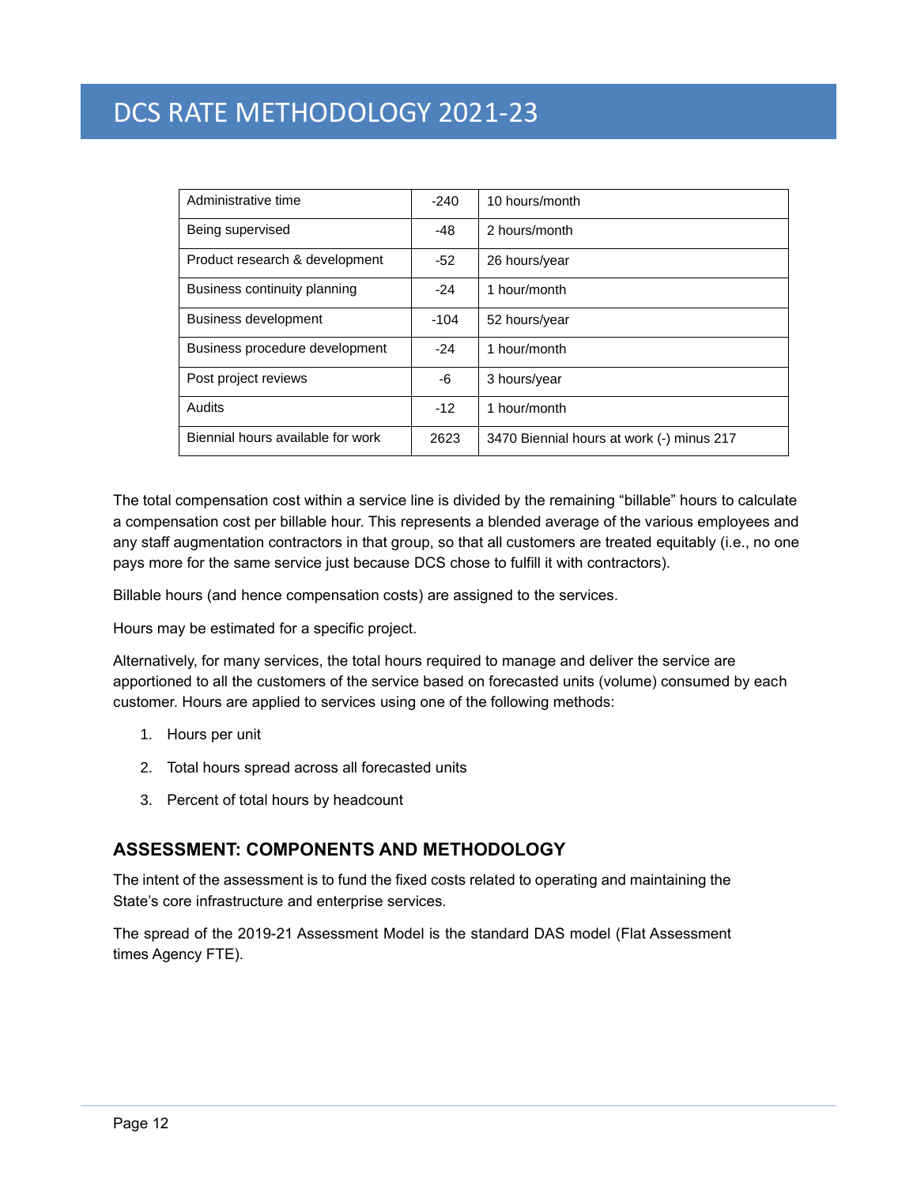| Administrative time | -240 | 10 hours/month |
|---|---|---|
| Being supervised | -48 | 2 hours/month |
| Product research & development | -52 | 26 hours/year |
| Business continuity planning | -24 | 1 hour/month |
| Business development | -104 | 52 hours/year |
| Business procedure development | -24 | 1 hour/month |
| Post project reviews | -6 | 3 hours/year |
| Audits | -12 | 1 hour/month |
| Biennial hours available for work | 2623 | 3470 Biennial hours at work (-) minus 217 |

The total compensation cost within a service line is divided by the remaining "billable" hours to calculate a compensation cost per billable hour. This represents a blended average of the various employees and any staff augmentation contractors in that group, so that all customers are treated equitably (i.e., no one pays more for the same service just because DCS chose to fulfill it with contractors).

Billable hours (and hence compensation costs) are assigned to the services.

Hours may be estimated for a specific project.

Alternatively, for many services, the total hours required to manage and deliver the service are apportioned to all the customers of the service based on forecasted units (volume) consumed by each customer. Hours are applied to services using one of the following methods:

1. Hours per unit
2. Total hours spread across all forecasted units
3. Percent of total hours by headcount

### ASSESSMENT: COMPONENTS AND METHODOLOGY

The intent of the assessment is to fund the fixed costs related to operating and maintaining the State's core infrastructure and enterprise services.

The spread of the 2019-21 Assessment Model is the standard DAS model (Flat Assessment times Agency FTE).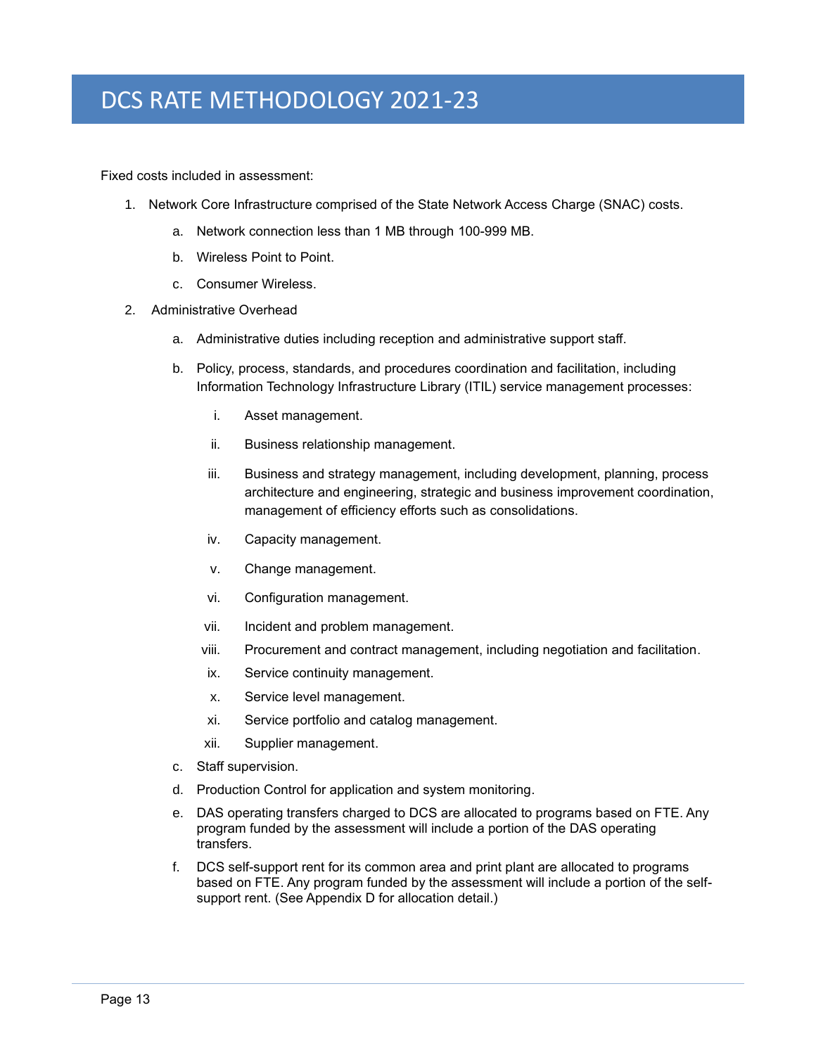# DCS RATE METHODOLOGY 2021-23

Fixed costs included in assessment:

1. Network Core Infrastructure comprised of the State Network Access Charge (SNAC) costs.
   a. Network connection less than 1 MB through 100-999 MB.
   b. Wireless Point to Point.
   c. Consumer Wireless.
2. Administrative Overhead
   a. Administrative duties including reception and administrative support staff.
   b. Policy, process, standards, and procedures coordination and facilitation, including Information Technology Infrastructure Library (ITIL) service management processes:
      i. Asset management.
      ii. Business relationship management.
      iii. Business and strategy management, including development, planning, process architecture and engineering, strategic and business improvement coordination, management of efficiency efforts such as consolidations.
      iv. Capacity management.
      v. Change management.
      vi. Configuration management.
      vii. Incident and problem management.
      viii. Procurement and contract management, including negotiation and facilitation.
      ix. Service continuity management.
      x. Service level management.
      xi. Service portfolio and catalog management.
      xii. Supplier management.
   c. Staff supervision.
   d. Production Control for application and system monitoring.
   e. DAS operating transfers charged to DCS are allocated to programs based on FTE. Any program funded by the assessment will include a portion of the DAS operating transfers.
   f. DCS self-support rent for its common area and print plant are allocated to programs based on FTE. Any program funded by the assessment will include a portion of the self-support rent. (See Appendix D for allocation detail.)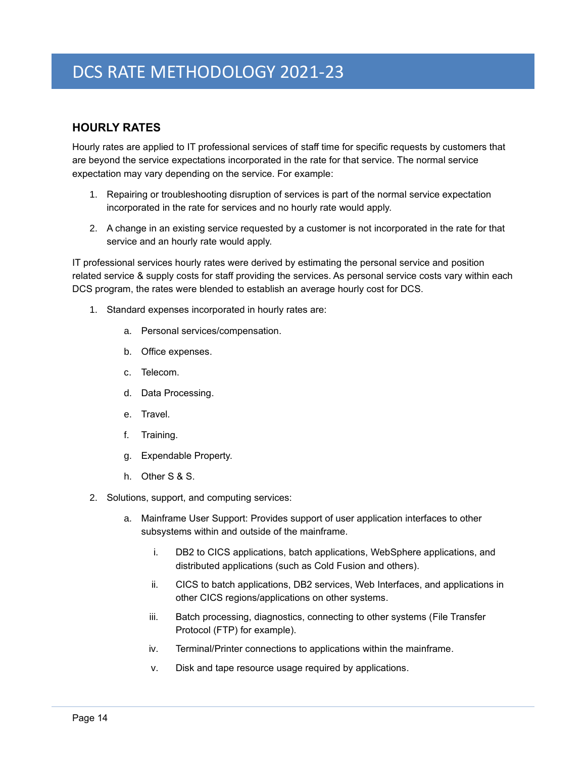# DCS RATE METHODOLOGY 2021-23

## HOURLY RATES

Hourly rates are applied to IT professional services of staff time for specific requests by customers that are beyond the service expectations incorporated in the rate for that service. The normal service expectation may vary depending on the service. For example:

1. Repairing or troubleshooting disruption of services is part of the normal service expectation incorporated in the rate for services and no hourly rate would apply.
2. A change in an existing service requested by a customer is not incorporated in the rate for that service and an hourly rate would apply.

IT professional services hourly rates were derived by estimating the personal service and position related service & supply costs for staff providing the services. As personal service costs vary within each DCS program, the rates were blended to establish an average hourly cost for DCS.

1. Standard expenses incorporated in hourly rates are:
    a. Personal services/compensation.
    b. Office expenses.
    c. Telecom.
    d. Data Processing.
    e. Travel.
    f. Training.
    g. Expendable Property.
    h. Other S & S.
2. Solutions, support, and computing services:
    a. Mainframe User Support: Provides support of user application interfaces to other subsystems within and outside of the mainframe.
        i. DB2 to CICS applications, batch applications, WebSphere applications, and distributed applications (such as Cold Fusion and others).
        ii. CICS to batch applications, DB2 services, Web Interfaces, and applications in other CICS regions/applications on other systems.
        iii. Batch processing, diagnostics, connecting to other systems (File Transfer Protocol (FTP) for example).
        iv. Terminal/Printer connections to applications within the mainframe.
        v. Disk and tape resource usage required by applications.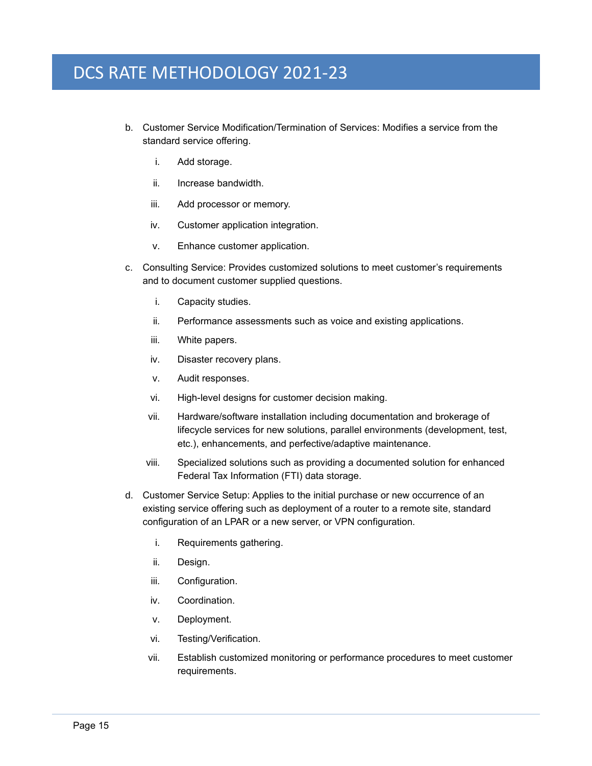b. Customer Service Modification/Termination of Services: Modifies a service from the standard service offering.

    i. Add storage.

    ii. Increase bandwidth.

    iii. Add processor or memory.

    iv. Customer application integration.

    v. Enhance customer application.

c. Consulting Service: Provides customized solutions to meet customer's requirements and to document customer supplied questions.

    i. Capacity studies.

    ii. Performance assessments such as voice and existing applications.

    iii. White papers.

    iv. Disaster recovery plans.

    v. Audit responses.

    vi. High-level designs for customer decision making.

    vii. Hardware/software installation including documentation and brokerage of lifecycle services for new solutions, parallel environments (development, test, etc.), enhancements, and perfective/adaptive maintenance.

    viii. Specialized solutions such as providing a documented solution for enhanced Federal Tax Information (FTI) data storage.

d. Customer Service Setup: Applies to the initial purchase or new occurrence of an existing service offering such as deployment of a router to a remote site, standard configuration of an LPAR or a new server, or VPN configuration.

    i. Requirements gathering.

    ii. Design.

    iii. Configuration.

    iv. Coordination.

    v. Deployment.

    vi. Testing/Verification.

    vii. Establish customized monitoring or performance procedures to meet customer requirements.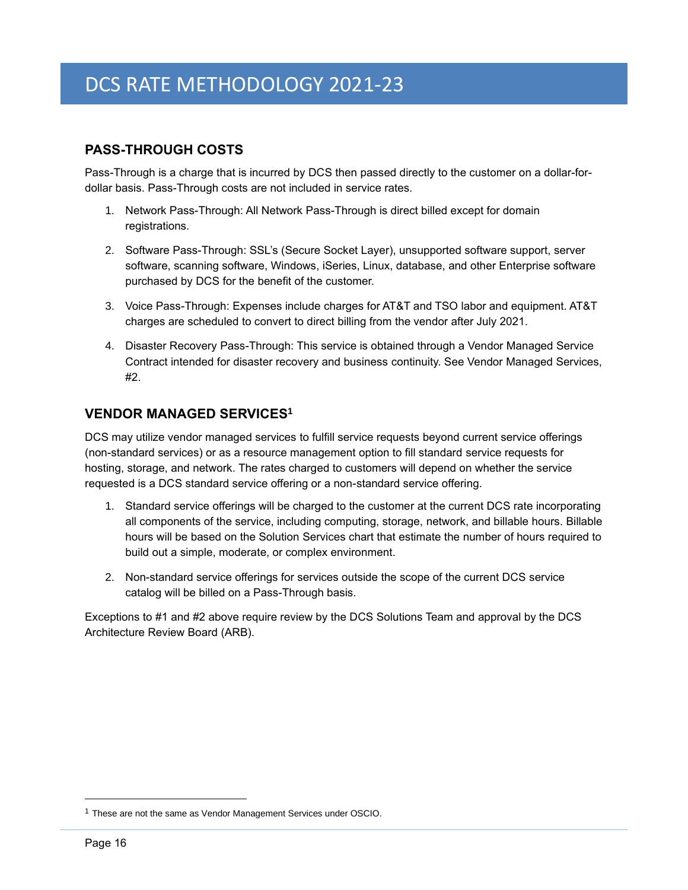## PASS-THROUGH COSTS

Pass-Through is a charge that is incurred by DCS then passed directly to the customer on a dollar-for-dollar basis. Pass-Through costs are not included in service rates.

1. Network Pass-Through: All Network Pass-Through is direct billed except for domain registrations.
2. Software Pass-Through: SSL's (Secure Socket Layer), unsupported software support, server software, scanning software, Windows, iSeries, Linux, database, and other Enterprise software purchased by DCS for the benefit of the customer.
3. Voice Pass-Through: Expenses include charges for AT&T and TSO labor and equipment. AT&T charges are scheduled to convert to direct billing from the vendor after July 2021.
4. Disaster Recovery Pass-Through: This service is obtained through a Vendor Managed Service Contract intended for disaster recovery and business continuity. See Vendor Managed Services, #2.

## VENDOR MANAGED SERVICES[1]

DCS may utilize vendor managed services to fulfill service requests beyond current service offerings (non-standard services) or as a resource management option to fill standard service requests for hosting, storage, and network. The rates charged to customers will depend on whether the service requested is a DCS standard service offering or a non-standard service offering.

1. Standard service offerings will be charged to the customer at the current DCS rate incorporating all components of the service, including computing, storage, network, and billable hours. Billable hours will be based on the Solution Services chart that estimate the number of hours required to build out a simple, moderate, or complex environment.
2. Non-standard service offerings for services outside the scope of the current DCS service catalog will be billed on a Pass-Through basis.

Exceptions to #1 and #2 above require review by the DCS Solutions Team and approval by the DCS Architecture Review Board (ARB).

[1] These are not the same as Vendor Management Services under OSCIO.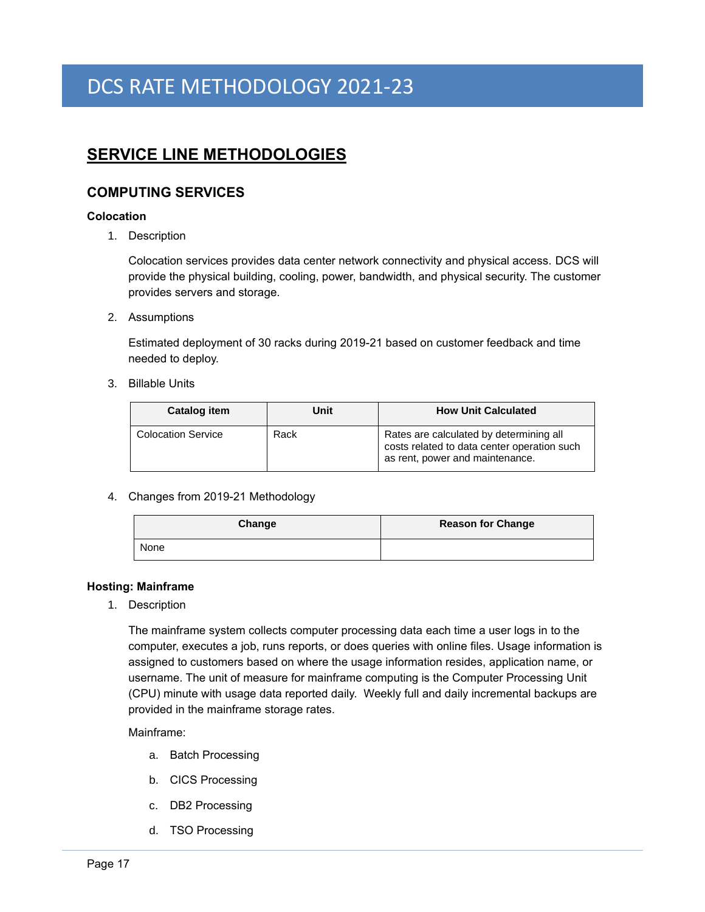# DCS RATE METHODOLOGY 2021-23

## SERVICE LINE METHODOLOGIES

### COMPUTING SERVICES

**Colocation**

1. Description

   Colocation services provides data center network connectivity and physical access. DCS will provide the physical building, cooling, power, bandwidth, and physical security. The customer provides servers and storage.

2. Assumptions

   Estimated deployment of 30 racks during 2019-21 based on customer feedback and time needed to deploy.

3. Billable Units

| Catalog item | Unit | How Unit Calculated |
|---|---|---|
| Colocation Service | Rack | Rates are calculated by determining all costs related to data center operation such as rent, power and maintenance. |

4. Changes from 2019-21 Methodology

| Change | Reason for Change |
|---|---|
| None | |

**Hosting: Mainframe**

1. Description

   The mainframe system collects computer processing data each time a user logs in to the computer, executes a job, runs reports, or does queries with online files. Usage information is assigned to customers based on where the usage information resides, application name, or username. The unit of measure for mainframe computing is the Computer Processing Unit (CPU) minute with usage data reported daily. Weekly full and daily incremental backups are provided in the mainframe storage rates.

   Mainframe:

   a. Batch Processing

   b. CICS Processing

   c. DB2 Processing

   d. TSO Processing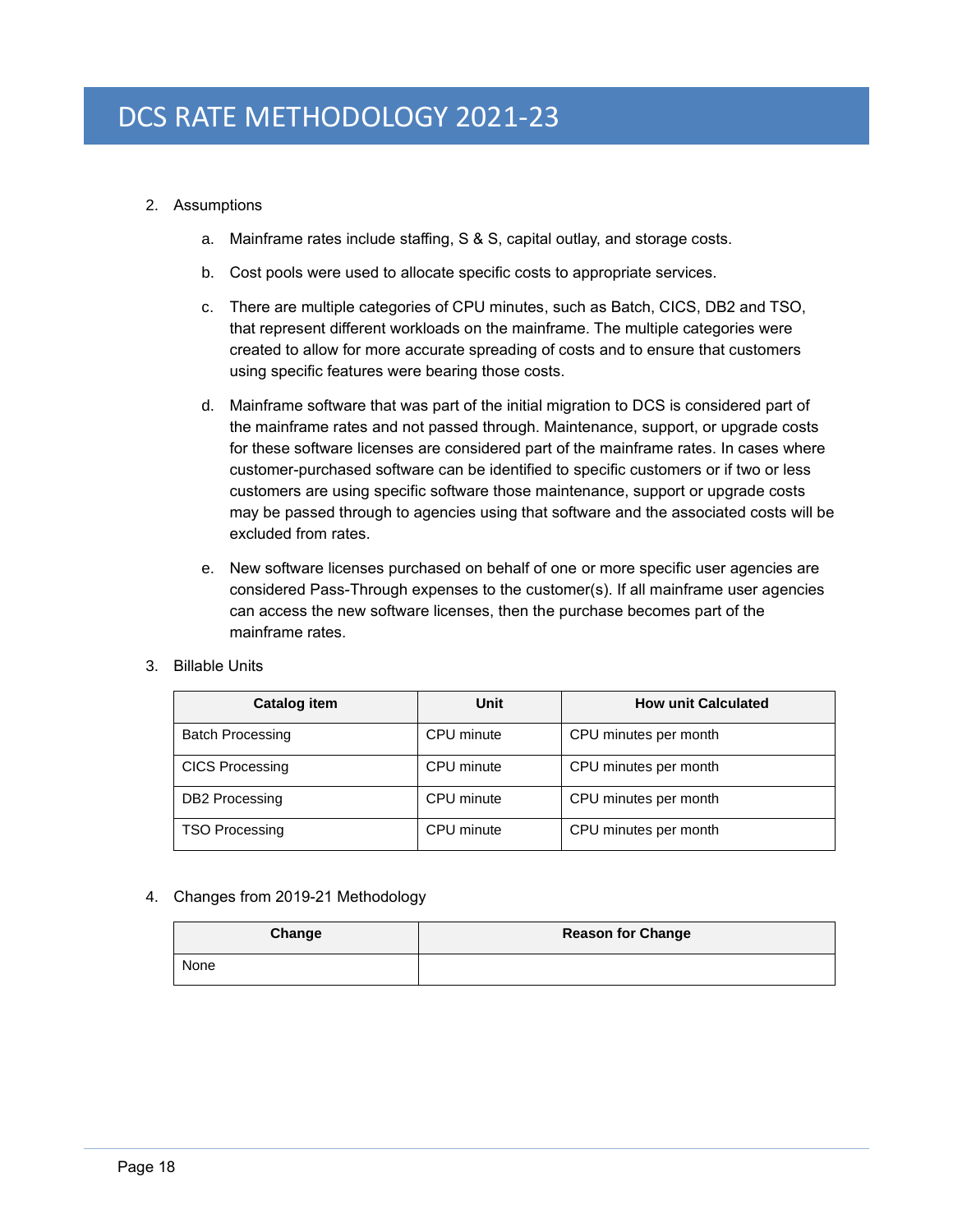2. Assumptions

    a. Mainframe rates include staffing, S & S, capital outlay, and storage costs.

    b. Cost pools were used to allocate specific costs to appropriate services.

    c. There are multiple categories of CPU minutes, such as Batch, CICS, DB2 and TSO, that represent different workloads on the mainframe. The multiple categories were created to allow for more accurate spreading of costs and to ensure that customers using specific features were bearing those costs.

    d. Mainframe software that was part of the initial migration to DCS is considered part of the mainframe rates and not passed through. Maintenance, support, or upgrade costs for these software licenses are considered part of the mainframe rates. In cases where customer-purchased software can be identified to specific customers or if two or less customers are using specific software those maintenance, support or upgrade costs may be passed through to agencies using that software and the associated costs will be excluded from rates.

    e. New software licenses purchased on behalf of one or more specific user agencies are considered Pass-Through expenses to the customer(s). If all mainframe user agencies can access the new software licenses, then the purchase becomes part of the mainframe rates.

3. Billable Units

| Catalog item | Unit | How unit Calculated |
|---|---|---|
| Batch Processing | CPU minute | CPU minutes per month |
| CICS Processing | CPU minute | CPU minutes per month |
| DB2 Processing | CPU minute | CPU minutes per month |
| TSO Processing | CPU minute | CPU minutes per month |

4. Changes from 2019-21 Methodology

| Change | Reason for Change |
|---|---|
| None | |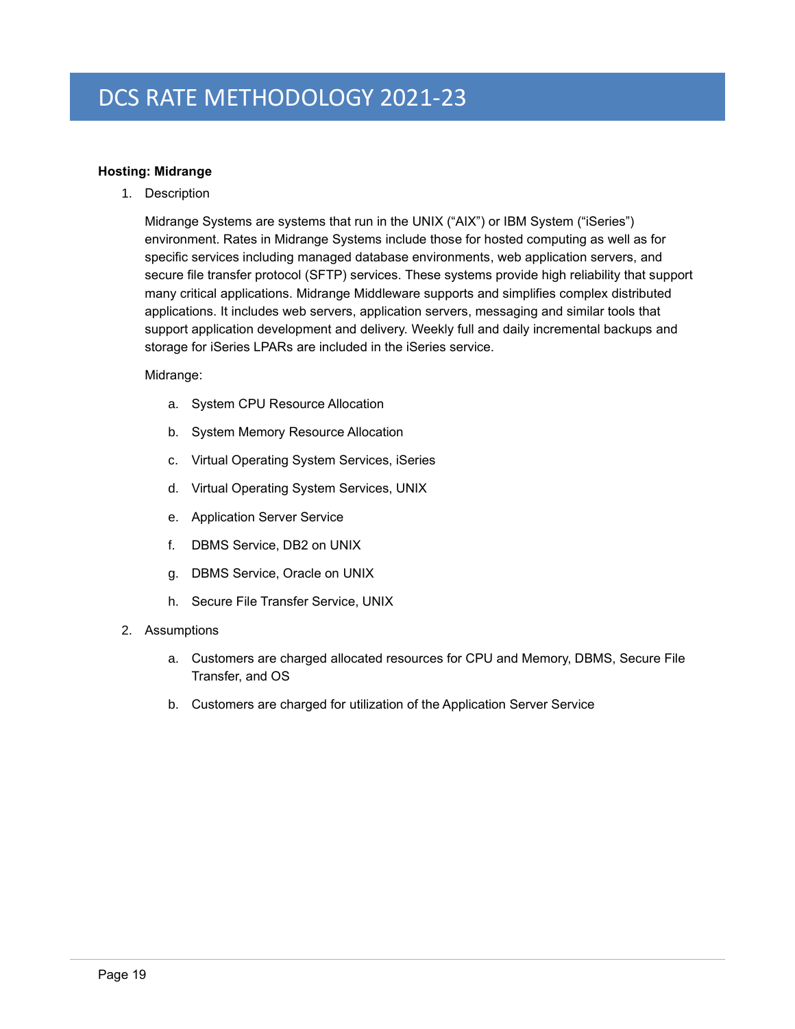**Hosting: Midrange**

1. Description

   Midrange Systems are systems that run in the UNIX (“AIX”) or IBM System (“iSeries”) environment. Rates in Midrange Systems include those for hosted computing as well as for specific services including managed database environments, web application servers, and secure file transfer protocol (SFTP) services. These systems provide high reliability that support many critical applications. Midrange Middleware supports and simplifies complex distributed applications. It includes web servers, application servers, messaging and similar tools that support application development and delivery. Weekly full and daily incremental backups and storage for iSeries LPARs are included in the iSeries service.

   Midrange:

   a. System CPU Resource Allocation
   b. System Memory Resource Allocation
   c. Virtual Operating System Services, iSeries
   d. Virtual Operating System Services, UNIX
   e. Application Server Service
   f. DBMS Service, DB2 on UNIX
   g. DBMS Service, Oracle on UNIX
   h. Secure File Transfer Service, UNIX

2. Assumptions

   a. Customers are charged allocated resources for CPU and Memory, DBMS, Secure File Transfer, and OS
   b. Customers are charged for utilization of the Application Server Service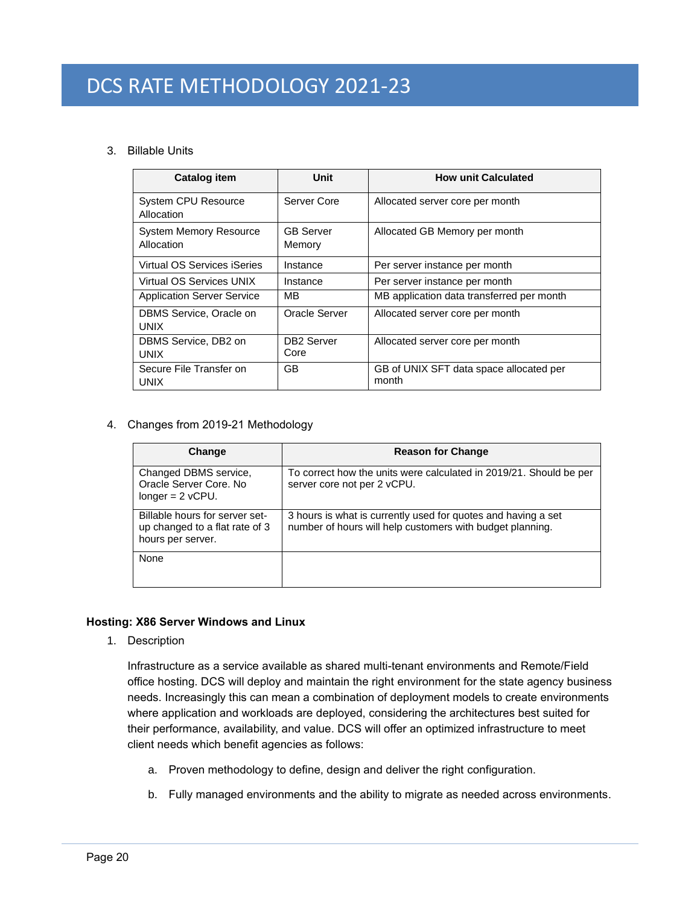3. Billable Units

| Catalog item | Unit | How unit Calculated |
|---|---|---|
| System CPU Resource Allocation | Server Core | Allocated server core per month |
| System Memory Resource Allocation | GB Server Memory | Allocated GB Memory per month |
| Virtual OS Services iSeries | Instance | Per server instance per month |
| Virtual OS Services UNIX | Instance | Per server instance per month |
| Application Server Service | MB | MB application data transferred per month |
| DBMS Service, Oracle on UNIX | Oracle Server | Allocated server core per month |
| DBMS Service, DB2 on UNIX | DB2 Server Core | Allocated server core per month |
| Secure File Transfer on UNIX | GB | GB of UNIX SFT data space allocated per month |

4. Changes from 2019-21 Methodology

| Change | Reason for Change |
|---|---|
| Changed DBMS service, Oracle Server Core. No longer = 2 vCPU. | To correct how the units were calculated in 2019/21. Should be per server core not per 2 vCPU. |
| Billable hours for server set-up changed to a flat rate of 3 hours per server. | 3 hours is what is currently used for quotes and having a set number of hours will help customers with budget planning. |
| None | |

**Hosting: X86 Server Windows and Linux**

1. Description

   Infrastructure as a service available as shared multi-tenant environments and Remote/Field office hosting. DCS will deploy and maintain the right environment for the state agency business needs. Increasingly this can mean a combination of deployment models to create environments where application and workloads are deployed, considering the architectures best suited for their performance, availability, and value. DCS will offer an optimized infrastructure to meet client needs which benefit agencies as follows:

   a. Proven methodology to define, design and deliver the right configuration.

   b. Fully managed environments and the ability to migrate as needed across environments.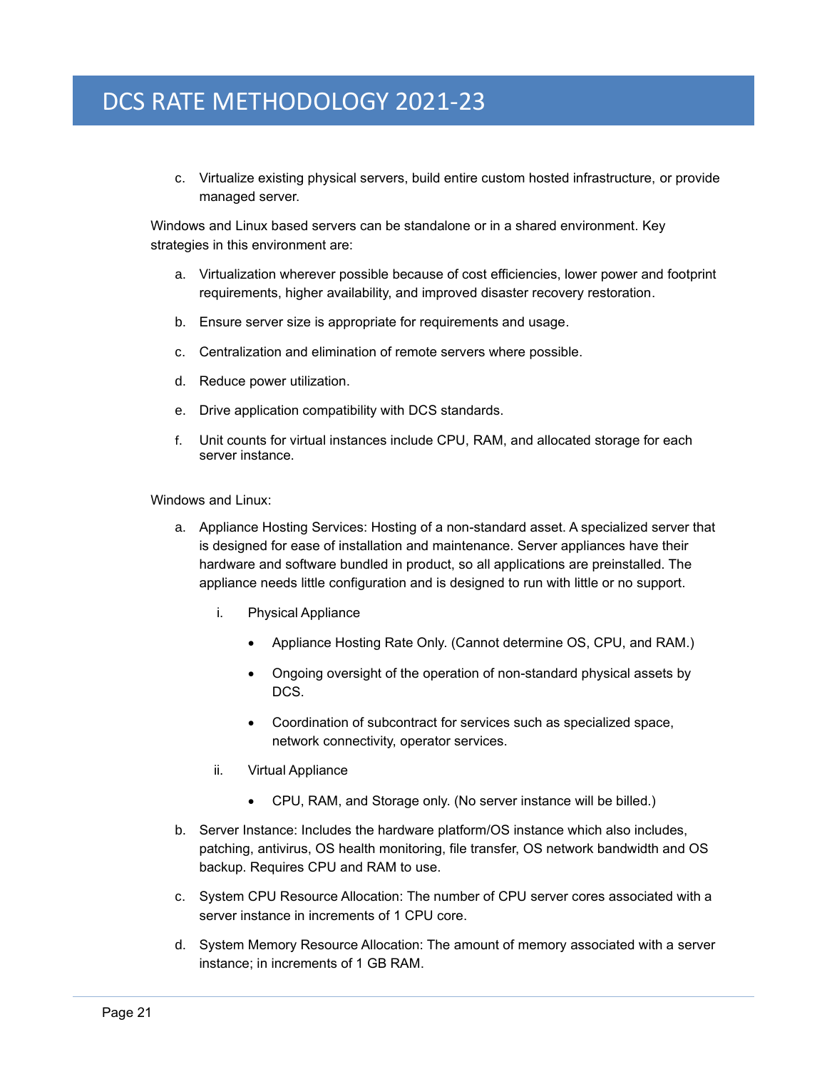c. Virtualize existing physical servers, build entire custom hosted infrastructure, or provide managed server.

Windows and Linux based servers can be standalone or in a shared environment. Key strategies in this environment are:

a. Virtualization wherever possible because of cost efficiencies, lower power and footprint requirements, higher availability, and improved disaster recovery restoration.

b. Ensure server size is appropriate for requirements and usage.

c. Centralization and elimination of remote servers where possible.

d. Reduce power utilization.

e. Drive application compatibility with DCS standards.

f. Unit counts for virtual instances include CPU, RAM, and allocated storage for each server instance.

Windows and Linux:

a. Appliance Hosting Services: Hosting of a non-standard asset. A specialized server that is designed for ease of installation and maintenance. Server appliances have their hardware and software bundled in product, so all applications are preinstalled. The appliance needs little configuration and is designed to run with little or no support.

   i. Physical Appliance

      - Appliance Hosting Rate Only. (Cannot determine OS, CPU, and RAM.)
      - Ongoing oversight of the operation of non-standard physical assets by DCS.
      - Coordination of subcontract for services such as specialized space, network connectivity, operator services.

   ii. Virtual Appliance

      - CPU, RAM, and Storage only. (No server instance will be billed.)

b. Server Instance: Includes the hardware platform/OS instance which also includes, patching, antivirus, OS health monitoring, file transfer, OS network bandwidth and OS backup. Requires CPU and RAM to use.

c. System CPU Resource Allocation: The number of CPU server cores associated with a server instance in increments of 1 CPU core.

d. System Memory Resource Allocation: The amount of memory associated with a server instance; in increments of 1 GB RAM.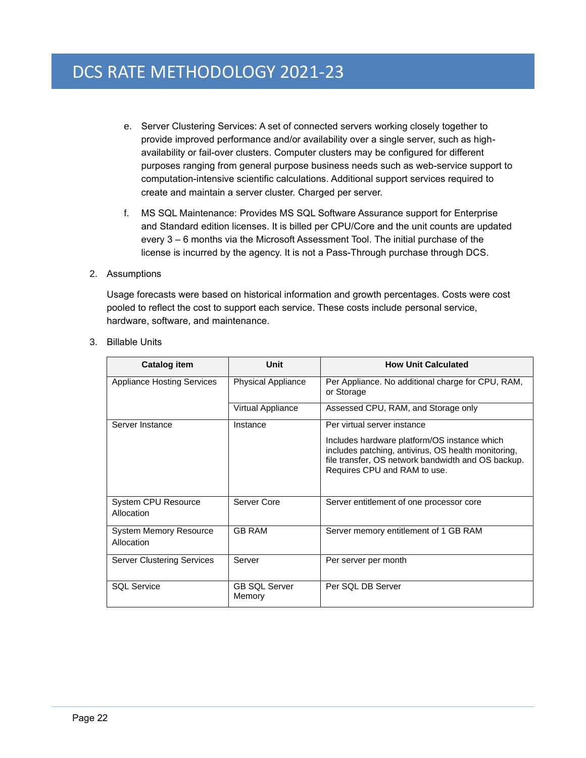e. Server Clustering Services: A set of connected servers working closely together to provide improved performance and/or availability over a single server, such as high-availability or fail-over clusters. Computer clusters may be configured for different purposes ranging from general purpose business needs such as web-service support to computation-intensive scientific calculations. Additional support services required to create and maintain a server cluster. Charged per server.

f. MS SQL Maintenance: Provides MS SQL Software Assurance support for Enterprise and Standard edition licenses. It is billed per CPU/Core and the unit counts are updated every 3 – 6 months via the Microsoft Assessment Tool. The initial purchase of the license is incurred by the agency. It is not a Pass-Through purchase through DCS.

2. Assumptions

Usage forecasts were based on historical information and growth percentages. Costs were cost pooled to reflect the cost to support each service. These costs include personal service, hardware, software, and maintenance.

3. Billable Units

| Catalog item | Unit | How Unit Calculated |
|---|---|---|
| Appliance Hosting Services | Physical Appliance | Per Appliance. No additional charge for CPU, RAM, or Storage |
| | Virtual Appliance | Assessed CPU, RAM, and Storage only |
| Server Instance | Instance | Per virtual server instance<br><br>Includes hardware platform/OS instance which includes patching, antivirus, OS health monitoring, file transfer, OS network bandwidth and OS backup. Requires CPU and RAM to use. |
| System CPU Resource Allocation | Server Core | Server entitlement of one processor core |
| System Memory Resource Allocation | GB RAM | Server memory entitlement of 1 GB RAM |
| Server Clustering Services | Server | Per server per month |
| SQL Service | GB SQL Server Memory | Per SQL DB Server |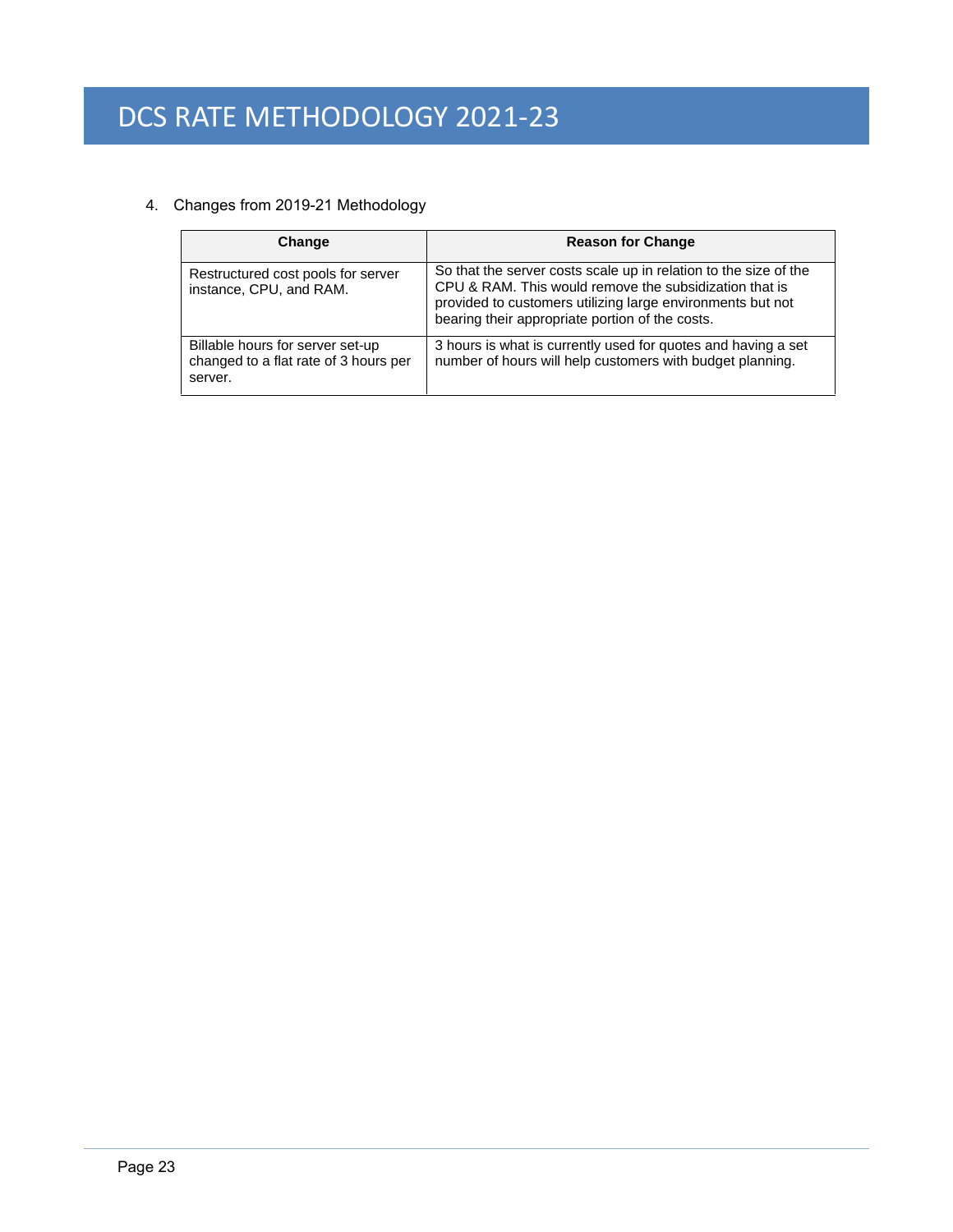4. Changes from 2019-21 Methodology

| Change | Reason for Change |
| --- | --- |
| Restructured cost pools for server instance, CPU, and RAM. | So that the server costs scale up in relation to the size of the CPU & RAM. This would remove the subsidization that is provided to customers utilizing large environments but not bearing their appropriate portion of the costs. |
| Billable hours for server set-up changed to a flat rate of 3 hours per server. | 3 hours is what is currently used for quotes and having a set number of hours will help customers with budget planning. |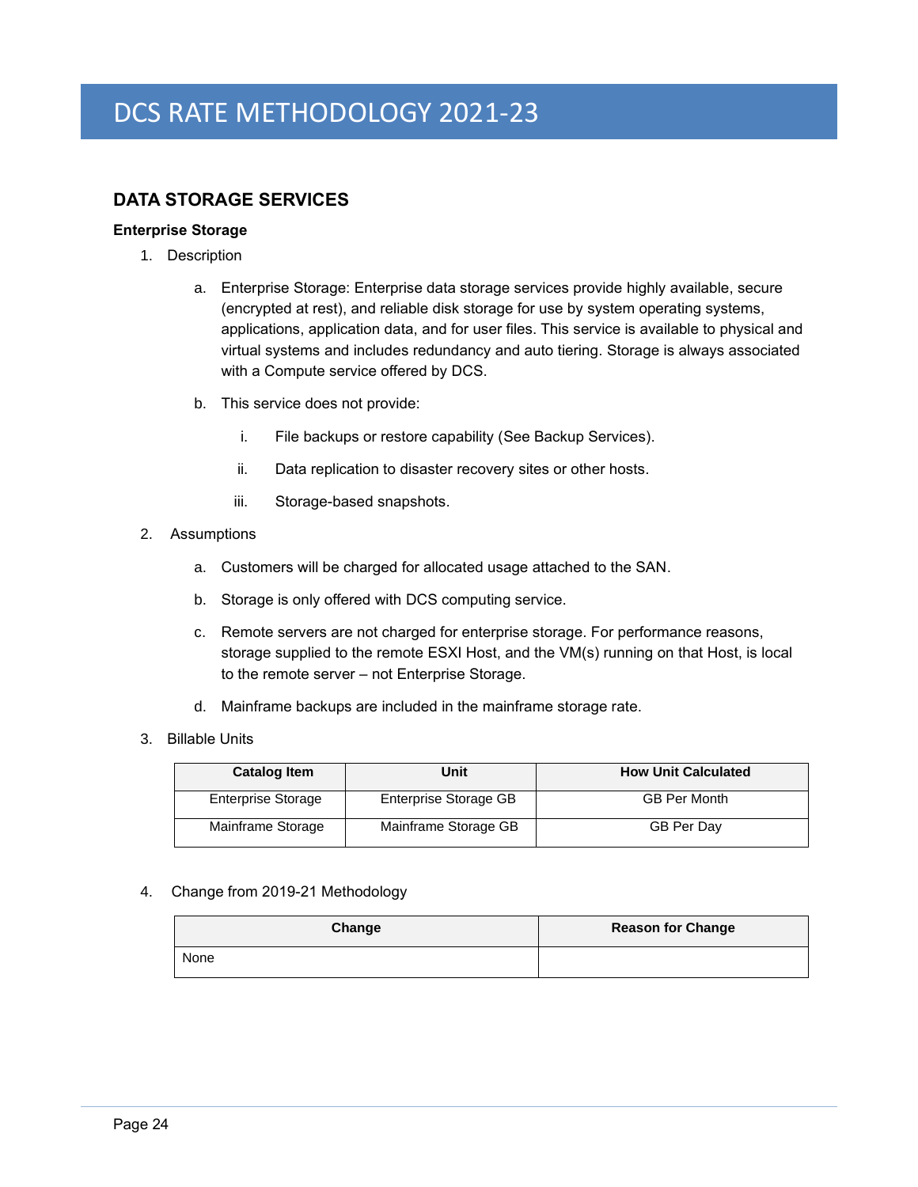# DCS RATE METHODOLOGY 2021-23

## DATA STORAGE SERVICES

### Enterprise Storage

1. Description

   a. Enterprise Storage: Enterprise data storage services provide highly available, secure (encrypted at rest), and reliable disk storage for use by system operating systems, applications, application data, and for user files. This service is available to physical and virtual systems and includes redundancy and auto tiering. Storage is always associated with a Compute service offered by DCS.

   b. This service does not provide:

      i. File backups or restore capability (See Backup Services).

      ii. Data replication to disaster recovery sites or other hosts.

      iii. Storage-based snapshots.

2. Assumptions

   a. Customers will be charged for allocated usage attached to the SAN.

   b. Storage is only offered with DCS computing service.

   c. Remote servers are not charged for enterprise storage. For performance reasons, storage supplied to the remote ESXI Host, and the VM(s) running on that Host, is local to the remote server – not Enterprise Storage.

   d. Mainframe backups are included in the mainframe storage rate.

3. Billable Units

| Catalog Item | Unit | How Unit Calculated |
| --- | --- | --- |
| Enterprise Storage | Enterprise Storage GB | GB Per Month |
| Mainframe Storage | Mainframe Storage GB | GB Per Day |

4. Change from 2019-21 Methodology

| Change | Reason for Change |
| --- | --- |
| None | |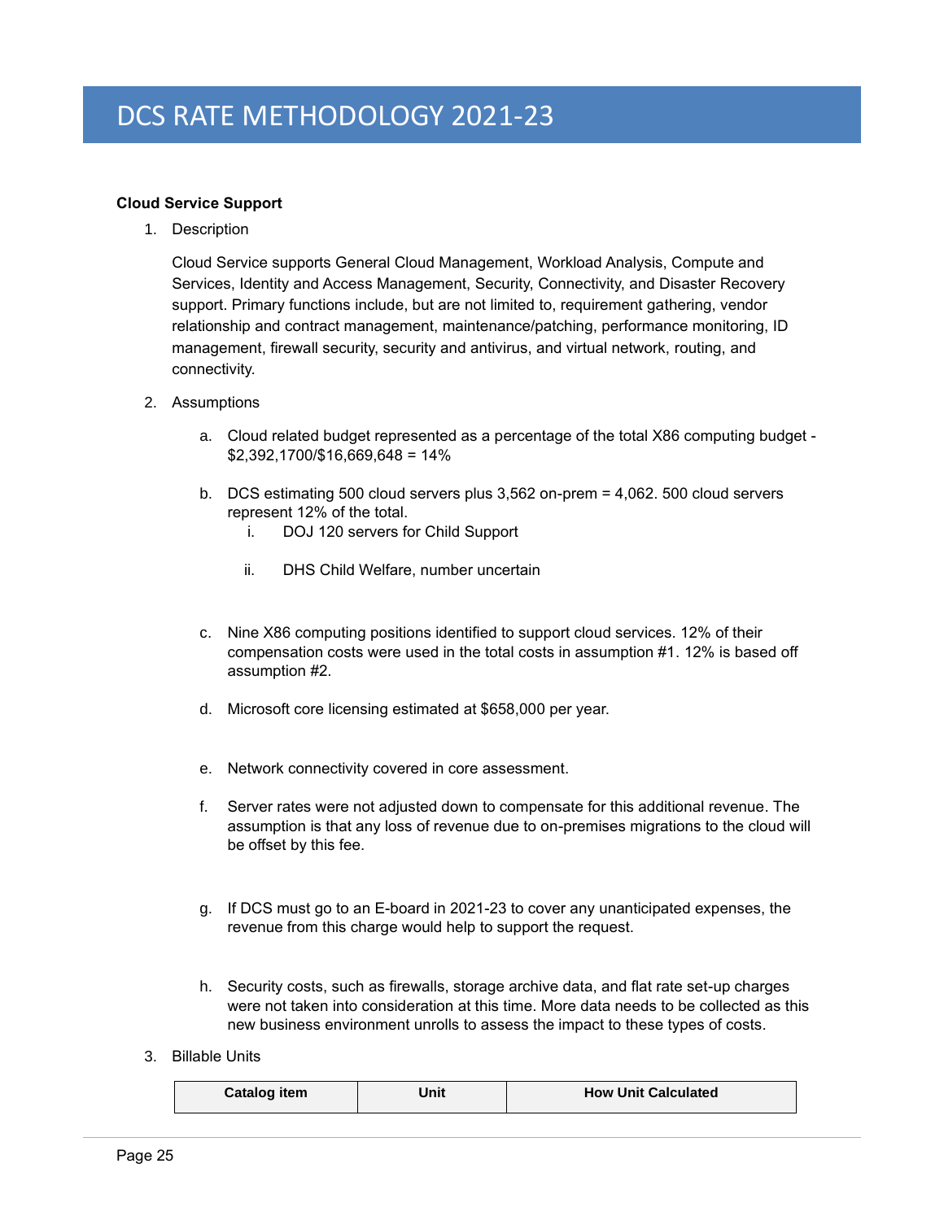# DCS RATE METHODOLOGY 2021-23

**Cloud Service Support**

1. Description

   Cloud Service supports General Cloud Management, Workload Analysis, Compute and Services, Identity and Access Management, Security, Connectivity, and Disaster Recovery support. Primary functions include, but are not limited to, requirement gathering, vendor relationship and contract management, maintenance/patching, performance monitoring, ID management, firewall security, security and antivirus, and virtual network, routing, and connectivity.

2. Assumptions

   a. Cloud related budget represented as a percentage of the total X86 computing budget - $2,392,1700/$16,669,648 = 14%

   b. DCS estimating 500 cloud servers plus 3,562 on-prem = 4,062. 500 cloud servers represent 12% of the total.
      i. DOJ 120 servers for Child Support
      ii. DHS Child Welfare, number uncertain

   c. Nine X86 computing positions identified to support cloud services. 12% of their compensation costs were used in the total costs in assumption #1. 12% is based off assumption #2.

   d. Microsoft core licensing estimated at $658,000 per year.

   e. Network connectivity covered in core assessment.

   f. Server rates were not adjusted down to compensate for this additional revenue. The assumption is that any loss of revenue due to on-premises migrations to the cloud will be offset by this fee.

   g. If DCS must go to an E-board in 2021-23 to cover any unanticipated expenses, the revenue from this charge would help to support the request.

   h. Security costs, such as firewalls, storage archive data, and flat rate set-up charges were not taken into consideration at this time. More data needs to be collected as this new business environment unrolls to assess the impact to these types of costs.

3. Billable Units

| Catalog item | Unit | How Unit Calculated |
| --- | --- | --- |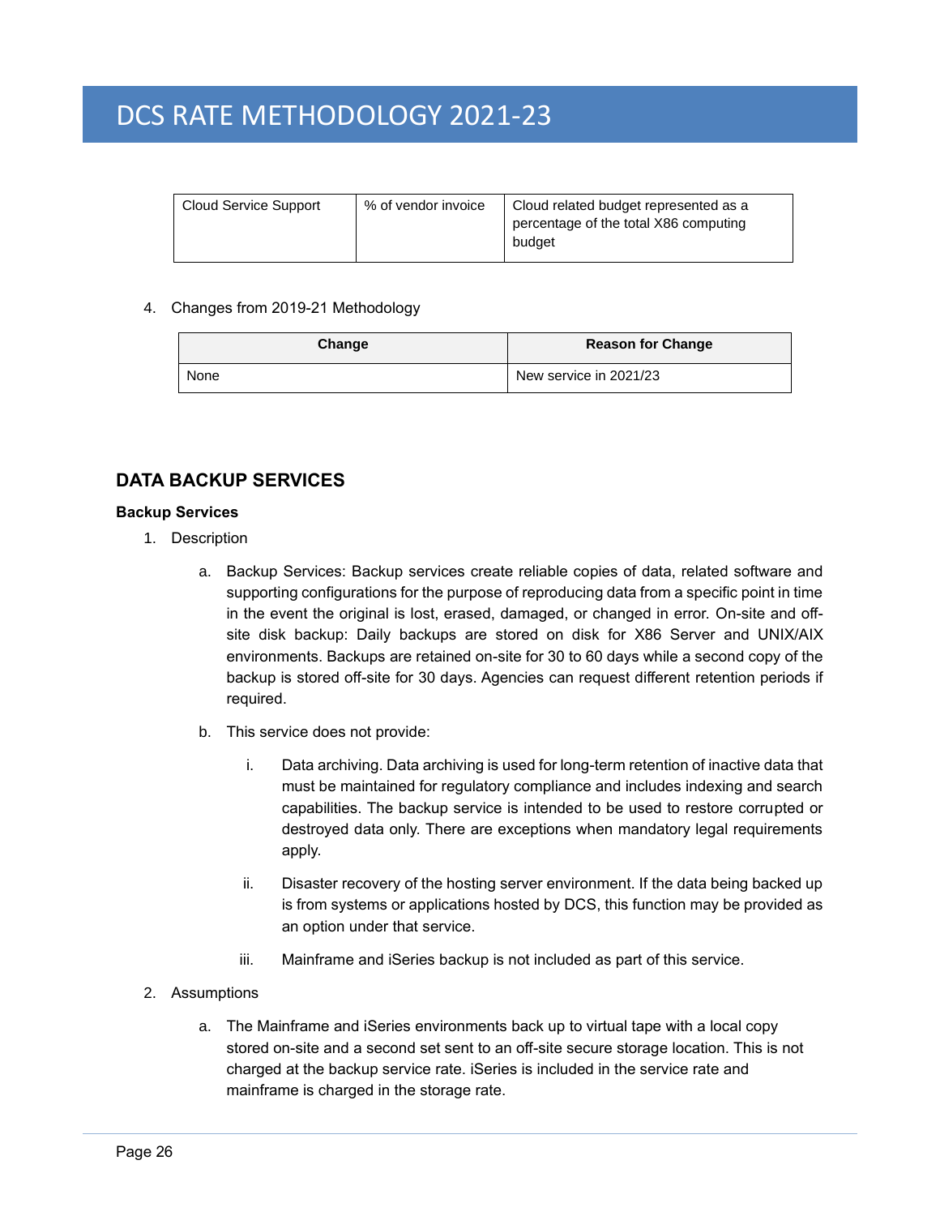| Cloud Service Support | % of vendor invoice | Cloud related budget represented as a percentage of the total X86 computing budget |
|---|---|---|

4. Changes from 2019-21 Methodology

| Change | Reason for Change |
|---|---|
| None | New service in 2021/23 |

## DATA BACKUP SERVICES

### Backup Services

1. Description

   a. Backup Services: Backup services create reliable copies of data, related software and supporting configurations for the purpose of reproducing data from a specific point in time in the event the original is lost, erased, damaged, or changed in error. On-site and off-site disk backup: Daily backups are stored on disk for X86 Server and UNIX/AIX environments. Backups are retained on-site for 30 to 60 days while a second copy of the backup is stored off-site for 30 days. Agencies can request different retention periods if required.

   b. This service does not provide:

      i. Data archiving. Data archiving is used for long-term retention of inactive data that must be maintained for regulatory compliance and includes indexing and search capabilities. The backup service is intended to be used to restore corrupted or destroyed data only. There are exceptions when mandatory legal requirements apply.

      ii. Disaster recovery of the hosting server environment. If the data being backed up is from systems or applications hosted by DCS, this function may be provided as an option under that service.

      iii. Mainframe and iSeries backup is not included as part of this service.

2. Assumptions

   a. The Mainframe and iSeries environments back up to virtual tape with a local copy stored on-site and a second set sent to an off-site secure storage location. This is not charged at the backup service rate. iSeries is included in the service rate and mainframe is charged in the storage rate.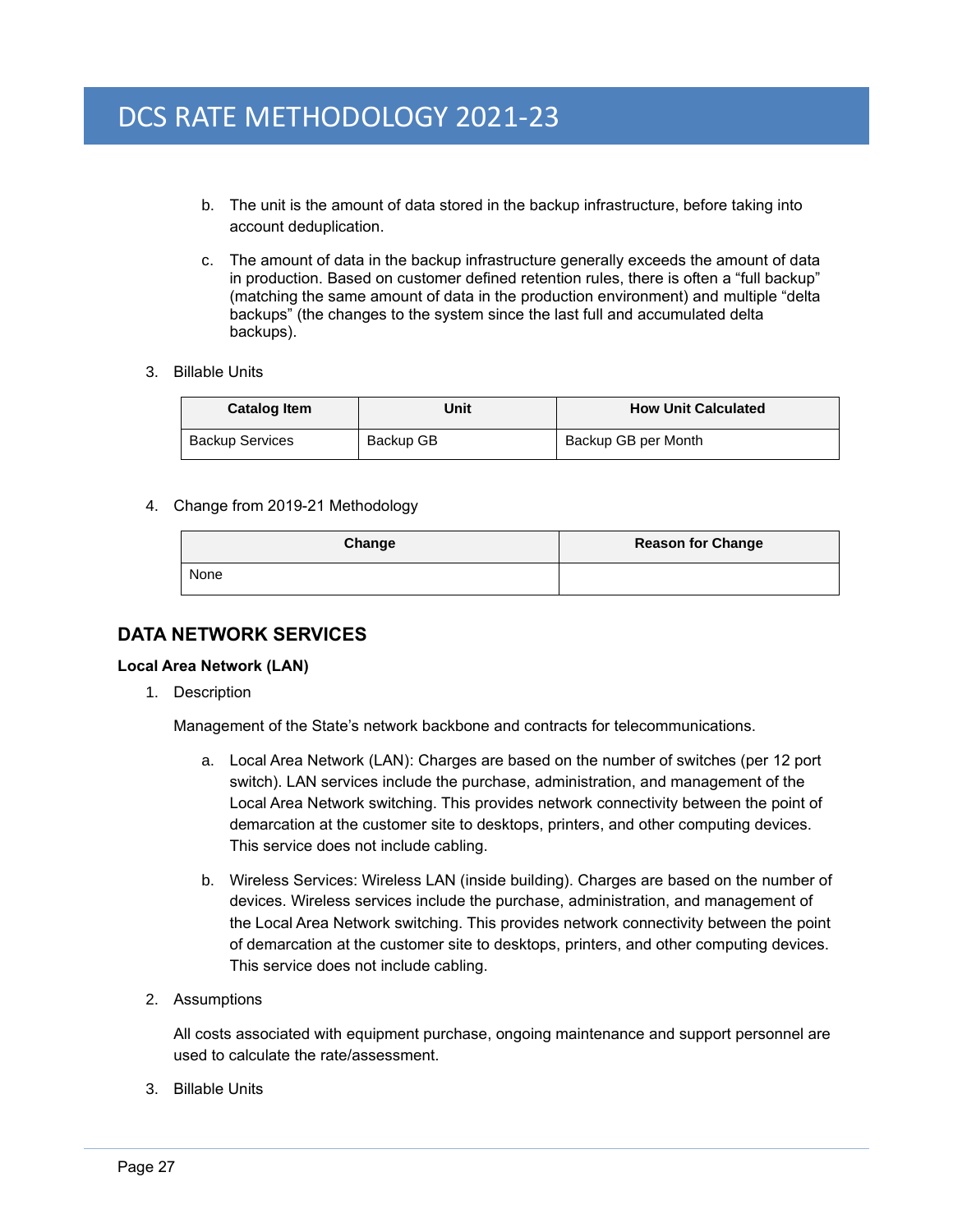b. The unit is the amount of data stored in the backup infrastructure, before taking into account deduplication.

c. The amount of data in the backup infrastructure generally exceeds the amount of data in production. Based on customer defined retention rules, there is often a "full backup" (matching the same amount of data in the production environment) and multiple "delta backups" (the changes to the system since the last full and accumulated delta backups).

3. Billable Units

| Catalog Item | Unit | How Unit Calculated |
| --- | --- | --- |
| Backup Services | Backup GB | Backup GB per Month |

4. Change from 2019-21 Methodology

| Change | Reason for Change |
| --- | --- |
| None | |

## DATA NETWORK SERVICES

### Local Area Network (LAN)

1. Description

   Management of the State's network backbone and contracts for telecommunications.

   a. Local Area Network (LAN): Charges are based on the number of switches (per 12 port switch). LAN services include the purchase, administration, and management of the Local Area Network switching. This provides network connectivity between the point of demarcation at the customer site to desktops, printers, and other computing devices. This service does not include cabling.

   b. Wireless Services: Wireless LAN (inside building). Charges are based on the number of devices. Wireless services include the purchase, administration, and management of the Local Area Network switching. This provides network connectivity between the point of demarcation at the customer site to desktops, printers, and other computing devices. This service does not include cabling.

2. Assumptions

   All costs associated with equipment purchase, ongoing maintenance and support personnel are used to calculate the rate/assessment.

3. Billable Units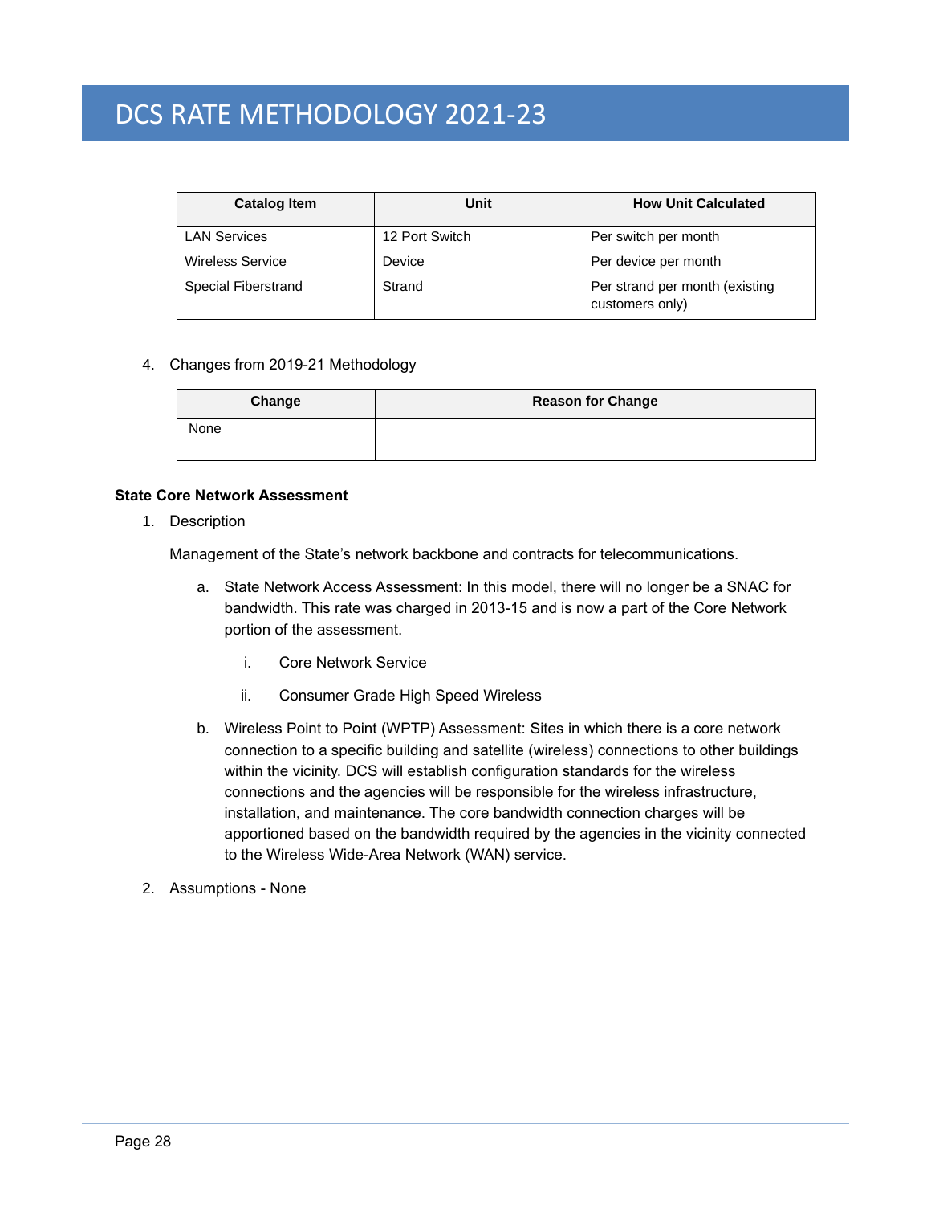| Catalog Item | Unit | How Unit Calculated |
|---|---|---|
| LAN Services | 12 Port Switch | Per switch per month |
| Wireless Service | Device | Per device per month |
| Special Fiberstrand | Strand | Per strand per month (existing customers only) |

4. Changes from 2019-21 Methodology

| Change | Reason for Change |
|---|---|
| None | |

**State Core Network Assessment**

1. Description

   Management of the State's network backbone and contracts for telecommunications.

   a. State Network Access Assessment: In this model, there will no longer be a SNAC for bandwidth. This rate was charged in 2013-15 and is now a part of the Core Network portion of the assessment.

      i. Core Network Service

      ii. Consumer Grade High Speed Wireless

   b. Wireless Point to Point (WPTP) Assessment: Sites in which there is a core network connection to a specific building and satellite (wireless) connections to other buildings within the vicinity. DCS will establish configuration standards for the wireless connections and the agencies will be responsible for the wireless infrastructure, installation, and maintenance. The core bandwidth connection charges will be apportioned based on the bandwidth required by the agencies in the vicinity connected to the Wireless Wide-Area Network (WAN) service.

2. Assumptions - None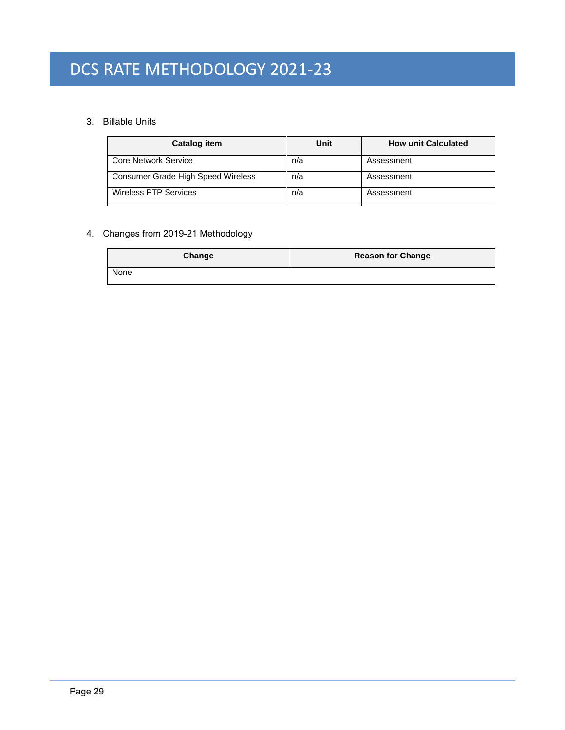3. Billable Units

| Catalog item | Unit | How unit Calculated |
| --- | --- | --- |
| Core Network Service | n/a | Assessment |
| Consumer Grade High Speed Wireless | n/a | Assessment |
| Wireless PTP Services | n/a | Assessment |

4. Changes from 2019-21 Methodology

| Change | Reason for Change |
| --- | --- |
| None | |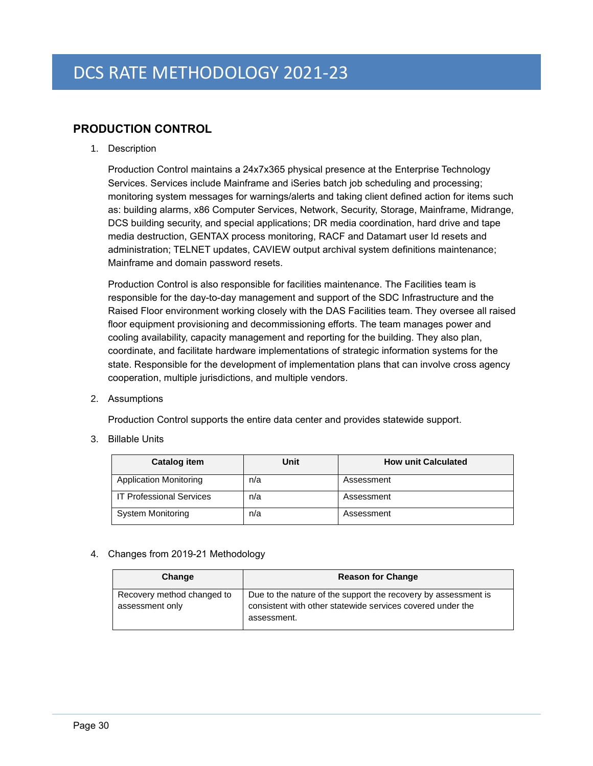## PRODUCTION CONTROL

1. Description

   Production Control maintains a 24x7x365 physical presence at the Enterprise Technology Services. Services include Mainframe and iSeries batch job scheduling and processing; monitoring system messages for warnings/alerts and taking client defined action for items such as: building alarms, x86 Computer Services, Network, Security, Storage, Mainframe, Midrange, DCS building security, and special applications; DR media coordination, hard drive and tape media destruction, GENTAX process monitoring, RACF and Datamart user Id resets and administration; TELNET updates, CAVIEW output archival system definitions maintenance; Mainframe and domain password resets.

   Production Control is also responsible for facilities maintenance. The Facilities team is responsible for the day-to-day management and support of the SDC Infrastructure and the Raised Floor environment working closely with the DAS Facilities team. They oversee all raised floor equipment provisioning and decommissioning efforts. The team manages power and cooling availability, capacity management and reporting for the building. They also plan, coordinate, and facilitate hardware implementations of strategic information systems for the state. Responsible for the development of implementation plans that can involve cross agency cooperation, multiple jurisdictions, and multiple vendors.

2. Assumptions

   Production Control supports the entire data center and provides statewide support.

3. Billable Units

| Catalog item | Unit | How unit Calculated |
|---|---|---|
| Application Monitoring | n/a | Assessment |
| IT Professional Services | n/a | Assessment |
| System Monitoring | n/a | Assessment |

4. Changes from 2019-21 Methodology

| Change | Reason for Change |
|---|---|
| Recovery method changed to assessment only | Due to the nature of the support the recovery by assessment is consistent with other statewide services covered under the assessment. |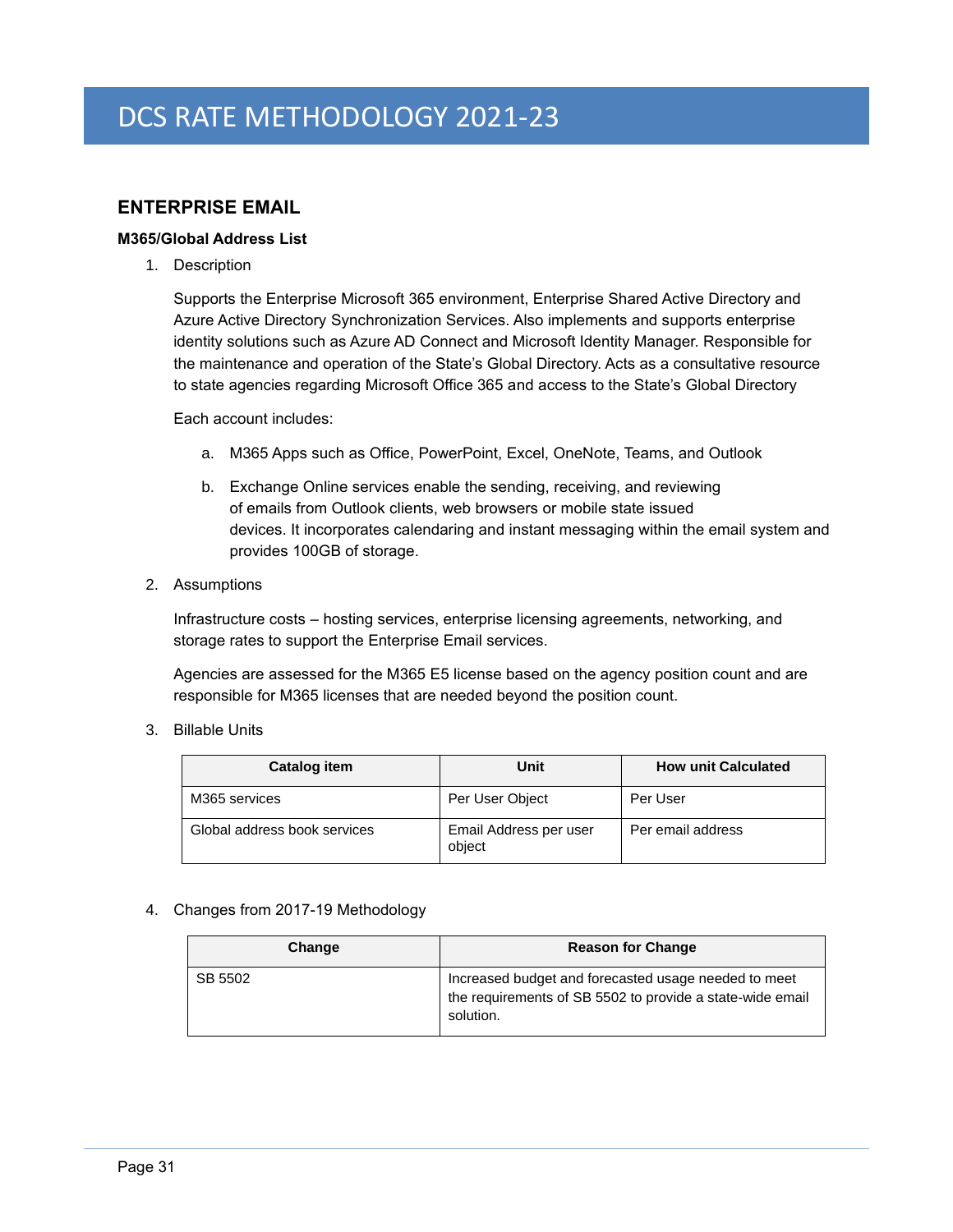# DCS RATE METHODOLOGY 2021-23

## ENTERPRISE EMAIL

### M365/Global Address List

1. Description

   Supports the Enterprise Microsoft 365 environment, Enterprise Shared Active Directory and Azure Active Directory Synchronization Services. Also implements and supports enterprise identity solutions such as Azure AD Connect and Microsoft Identity Manager. Responsible for the maintenance and operation of the State's Global Directory. Acts as a consultative resource to state agencies regarding Microsoft Office 365 and access to the State's Global Directory

   Each account includes:

   a. M365 Apps such as Office, PowerPoint, Excel, OneNote, Teams, and Outlook

   b. Exchange Online services enable the sending, receiving, and reviewing of emails from Outlook clients, web browsers or mobile state issued devices. It incorporates calendaring and instant messaging within the email system and provides 100GB of storage.

2. Assumptions

   Infrastructure costs – hosting services, enterprise licensing agreements, networking, and storage rates to support the Enterprise Email services.

   Agencies are assessed for the M365 E5 license based on the agency position count and are responsible for M365 licenses that are needed beyond the position count.

3. Billable Units

| Catalog item | Unit | How unit Calculated |
|---|---|---|
| M365 services | Per User Object | Per User |
| Global address book services | Email Address per user object | Per email address |

4. Changes from 2017-19 Methodology

| Change | Reason for Change |
|---|---|
| SB 5502 | Increased budget and forecasted usage needed to meet the requirements of SB 5502 to provide a state-wide email solution. |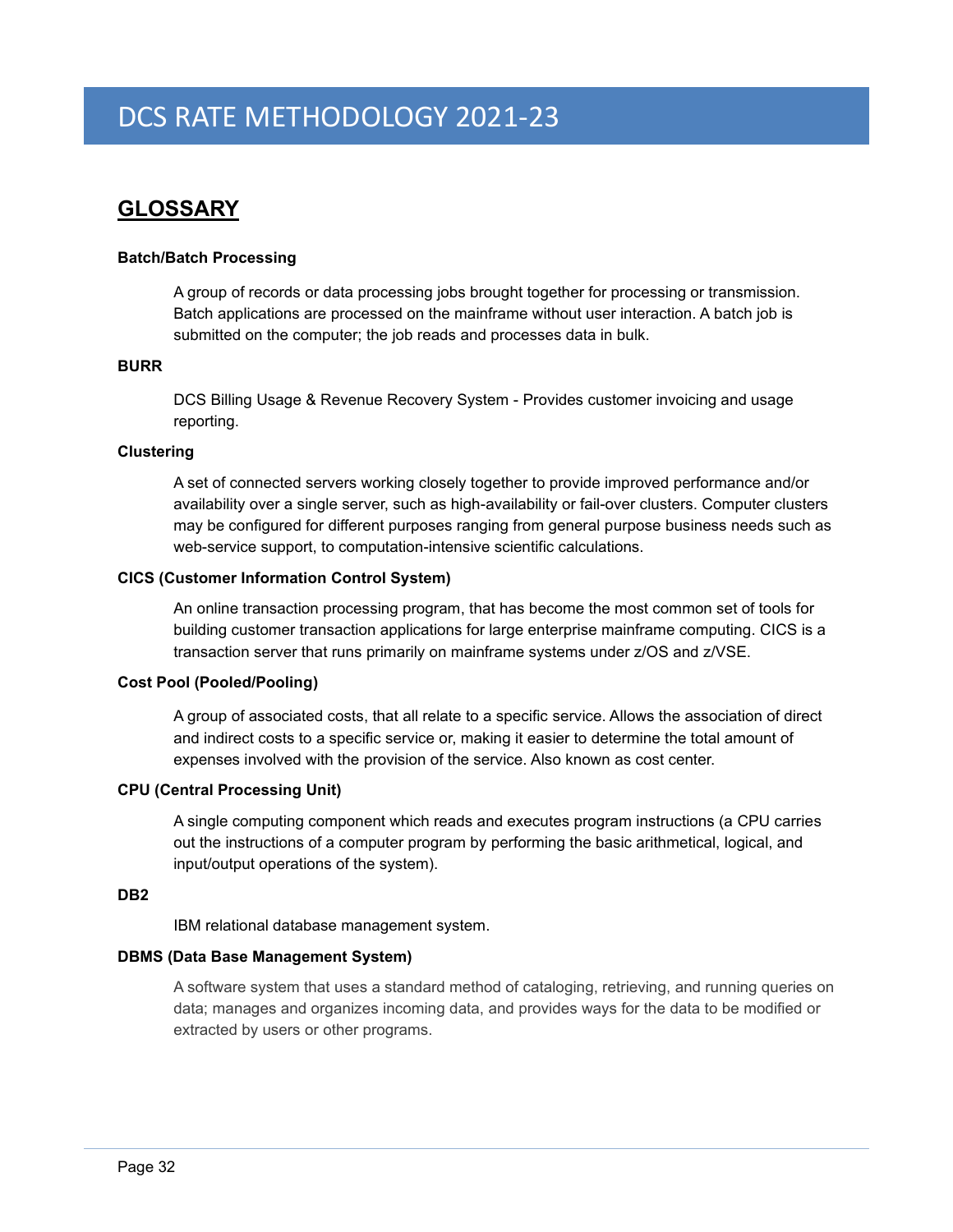## GLOSSARY

**Batch/Batch Processing**

A group of records or data processing jobs brought together for processing or transmission. Batch applications are processed on the mainframe without user interaction. A batch job is submitted on the computer; the job reads and processes data in bulk.

**BURR**

DCS Billing Usage & Revenue Recovery System - Provides customer invoicing and usage reporting.

**Clustering**

A set of connected servers working closely together to provide improved performance and/or availability over a single server, such as high-availability or fail-over clusters. Computer clusters may be configured for different purposes ranging from general purpose business needs such as web-service support, to computation-intensive scientific calculations.

**CICS (Customer Information Control System)**

An online transaction processing program, that has become the most common set of tools for building customer transaction applications for large enterprise mainframe computing. CICS is a transaction server that runs primarily on mainframe systems under z/OS and z/VSE.

**Cost Pool (Pooled/Pooling)**

A group of associated costs, that all relate to a specific service. Allows the association of direct and indirect costs to a specific service or, making it easier to determine the total amount of expenses involved with the provision of the service. Also known as cost center.

**CPU (Central Processing Unit)**

A single computing component which reads and executes program instructions (a CPU carries out the instructions of a computer program by performing the basic arithmetical, logical, and input/output operations of the system).

**DB2**

IBM relational database management system.

**DBMS (Data Base Management System)**

A software system that uses a standard method of cataloging, retrieving, and running queries on data; manages and organizes incoming data, and provides ways for the data to be modified or extracted by users or other programs.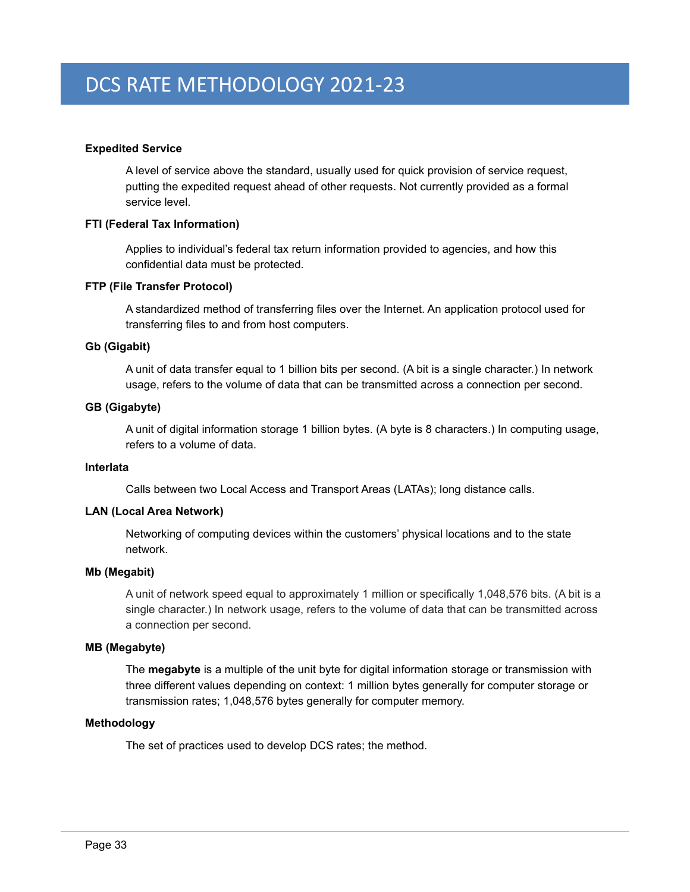**Expedited Service**

A level of service above the standard, usually used for quick provision of service request, putting the expedited request ahead of other requests. Not currently provided as a formal service level.

**FTI (Federal Tax Information)**

Applies to individual's federal tax return information provided to agencies, and how this confidential data must be protected.

**FTP (File Transfer Protocol)**

A standardized method of transferring files over the Internet. An application protocol used for transferring files to and from host computers.

**Gb (Gigabit)**

A unit of data transfer equal to 1 billion bits per second. (A bit is a single character.) In network usage, refers to the volume of data that can be transmitted across a connection per second.

**GB (Gigabyte)**

A unit of digital information storage 1 billion bytes. (A byte is 8 characters.) In computing usage, refers to a volume of data.

**Interlata**

Calls between two Local Access and Transport Areas (LATAs); long distance calls.

**LAN (Local Area Network)**

Networking of computing devices within the customers' physical locations and to the state network.

**Mb (Megabit)**

A unit of network speed equal to approximately 1 million or specifically 1,048,576 bits. (A bit is a single character.) In network usage, refers to the volume of data that can be transmitted across a connection per second.

**MB (Megabyte)**

The **megabyte** is a multiple of the unit byte for digital information storage or transmission with three different values depending on context: 1 million bytes generally for computer storage or transmission rates; 1,048,576 bytes generally for computer memory.

**Methodology**

The set of practices used to develop DCS rates; the method.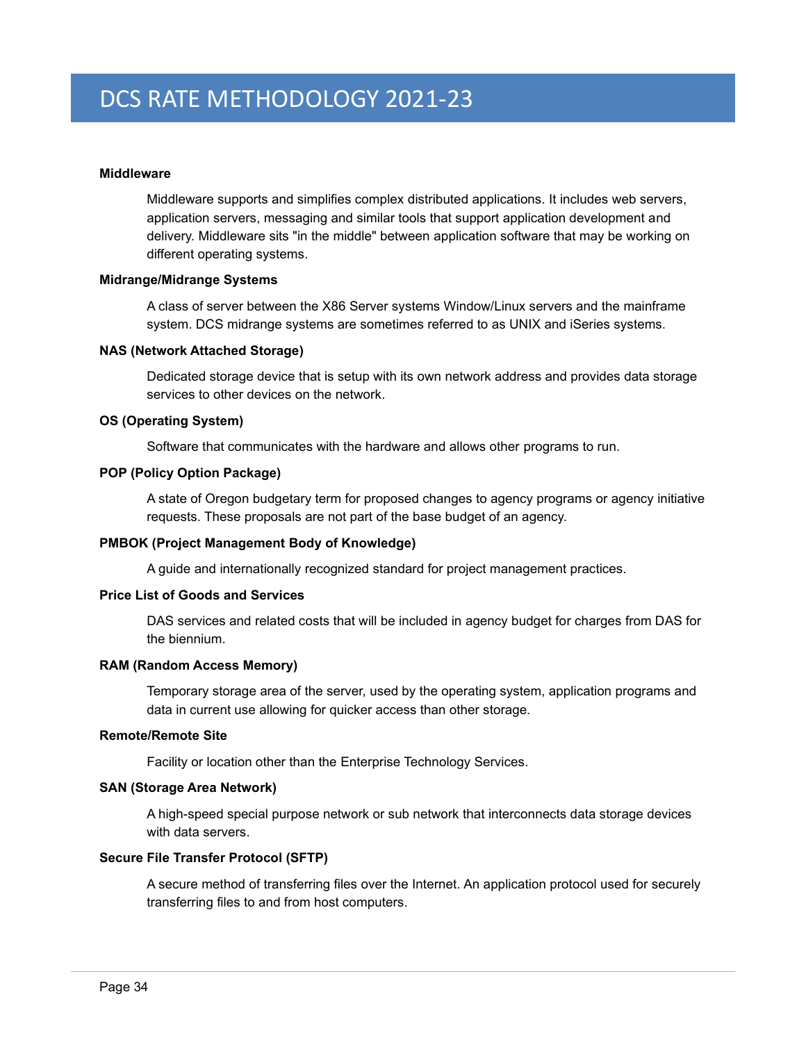**Middleware**

Middleware supports and simplifies complex distributed applications. It includes web servers, application servers, messaging and similar tools that support application development and delivery. Middleware sits "in the middle" between application software that may be working on different operating systems.

**Midrange/Midrange Systems**

A class of server between the X86 Server systems Window/Linux servers and the mainframe system. DCS midrange systems are sometimes referred to as UNIX and iSeries systems.

**NAS (Network Attached Storage)**

Dedicated storage device that is setup with its own network address and provides data storage services to other devices on the network.

**OS (Operating System)**

Software that communicates with the hardware and allows other programs to run.

**POP (Policy Option Package)**

A state of Oregon budgetary term for proposed changes to agency programs or agency initiative requests. These proposals are not part of the base budget of an agency.

**PMBOK (Project Management Body of Knowledge)**

A guide and internationally recognized standard for project management practices.

**Price List of Goods and Services**

DAS services and related costs that will be included in agency budget for charges from DAS for the biennium.

**RAM (Random Access Memory)**

Temporary storage area of the server, used by the operating system, application programs and data in current use allowing for quicker access than other storage.

**Remote/Remote Site**

Facility or location other than the Enterprise Technology Services.

**SAN (Storage Area Network)**

A high-speed special purpose network or sub network that interconnects data storage devices with data servers.

**Secure File Transfer Protocol (SFTP)**

A secure method of transferring files over the Internet. An application protocol used for securely transferring files to and from host computers.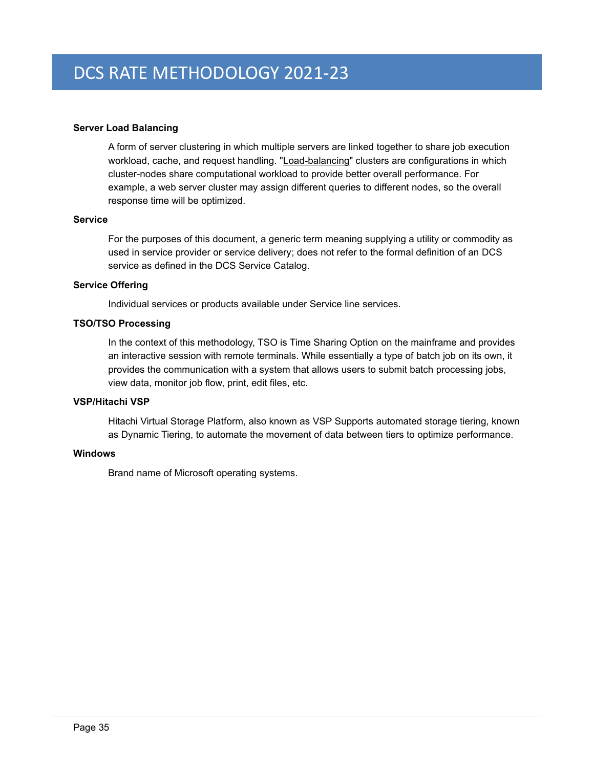**Server Load Balancing**

A form of server clustering in which multiple servers are linked together to share job execution workload, cache, and request handling. "Load-balancing" clusters are configurations in which cluster-nodes share computational workload to provide better overall performance. For example, a web server cluster may assign different queries to different nodes, so the overall response time will be optimized.

**Service**

For the purposes of this document, a generic term meaning supplying a utility or commodity as used in service provider or service delivery; does not refer to the formal definition of an DCS service as defined in the DCS Service Catalog.

**Service Offering**

Individual services or products available under Service line services.

**TSO/TSO Processing**

In the context of this methodology, TSO is Time Sharing Option on the mainframe and provides an interactive session with remote terminals. While essentially a type of batch job on its own, it provides the communication with a system that allows users to submit batch processing jobs, view data, monitor job flow, print, edit files, etc.

**VSP/Hitachi VSP**

Hitachi Virtual Storage Platform, also known as VSP Supports automated storage tiering, known as Dynamic Tiering, to automate the movement of data between tiers to optimize performance.

**Windows**

Brand name of Microsoft operating systems.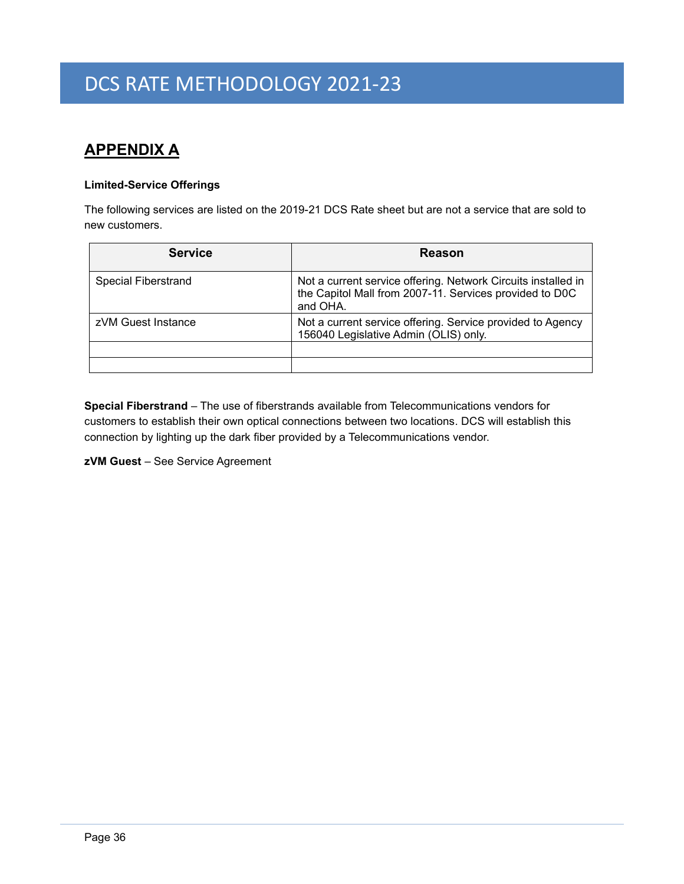# DCS RATE METHODOLOGY 2021-23

## APPENDIX A

**Limited-Service Offerings**

The following services are listed on the 2019-21 DCS Rate sheet but are not a service that are sold to new customers.

| Service | Reason |
|---|---|
| Special Fiberstrand | Not a current service offering. Network Circuits installed in the Capitol Mall from 2007-11. Services provided to D0C and OHA. |
| zVM Guest Instance | Not a current service offering. Service provided to Agency 156040 Legislative Admin (OLIS) only. |
| | |
| | |

**Special Fiberstrand** – The use of fiberstrands available from Telecommunications vendors for customers to establish their own optical connections between two locations. DCS will establish this connection by lighting up the dark fiber provided by a Telecommunications vendor.

**zVM Guest** – See Service Agreement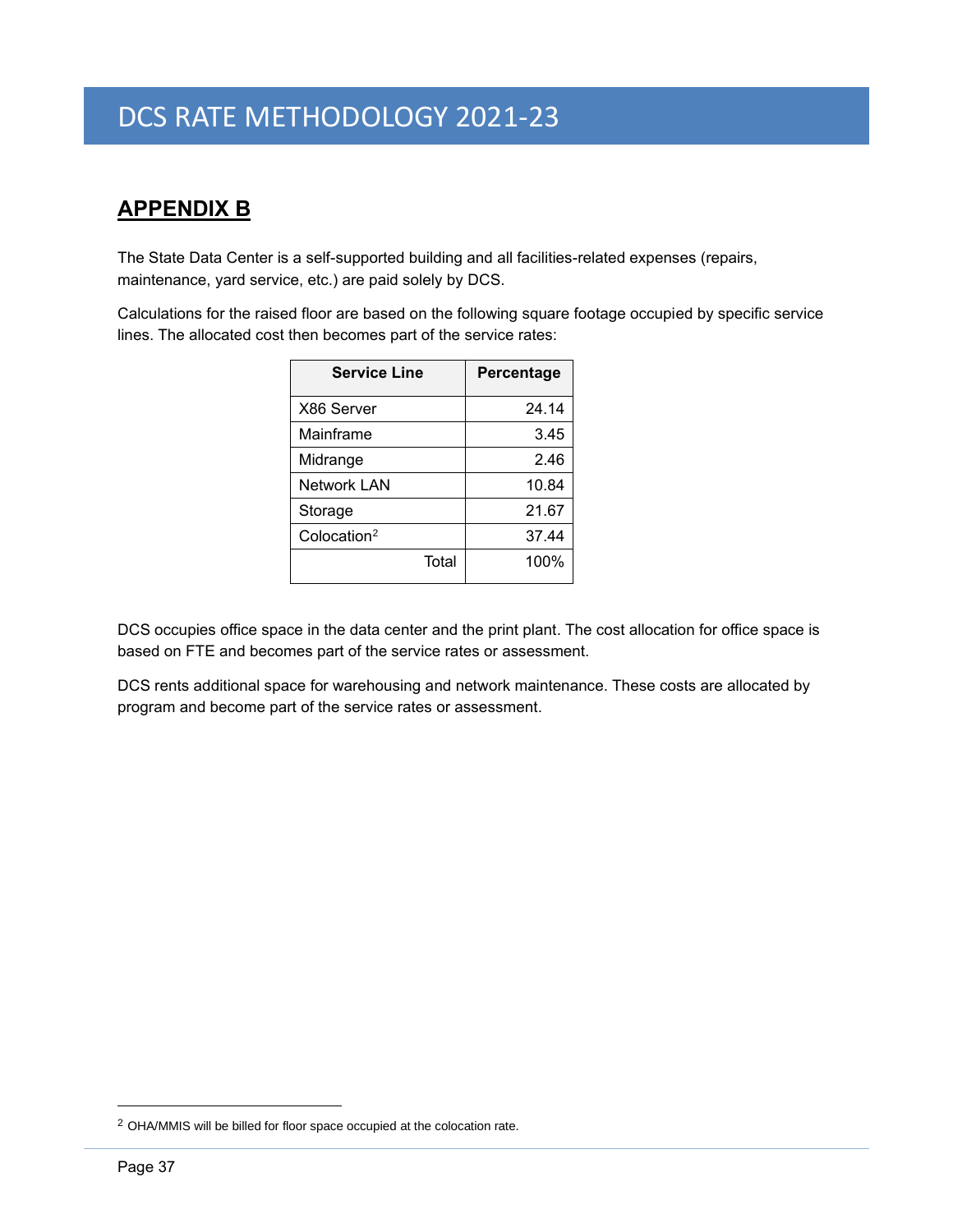## APPENDIX B

The State Data Center is a self-supported building and all facilities-related expenses (repairs, maintenance, yard service, etc.) are paid solely by DCS.

Calculations for the raised floor are based on the following square footage occupied by specific service lines. The allocated cost then becomes part of the service rates:

| Service Line | Percentage |
|---|---|
| X86 Server | 24.14 |
| Mainframe | 3.45 |
| Midrange | 2.46 |
| Network LAN | 10.84 |
| Storage | 21.67 |
| Colocation[2] | 37.44 |
| Total | 100% |

DCS occupies office space in the data center and the print plant. The cost allocation for office space is based on FTE and becomes part of the service rates or assessment.

DCS rents additional space for warehousing and network maintenance. These costs are allocated by program and become part of the service rates or assessment.

[2] OHA/MMIS will be billed for floor space occupied at the colocation rate.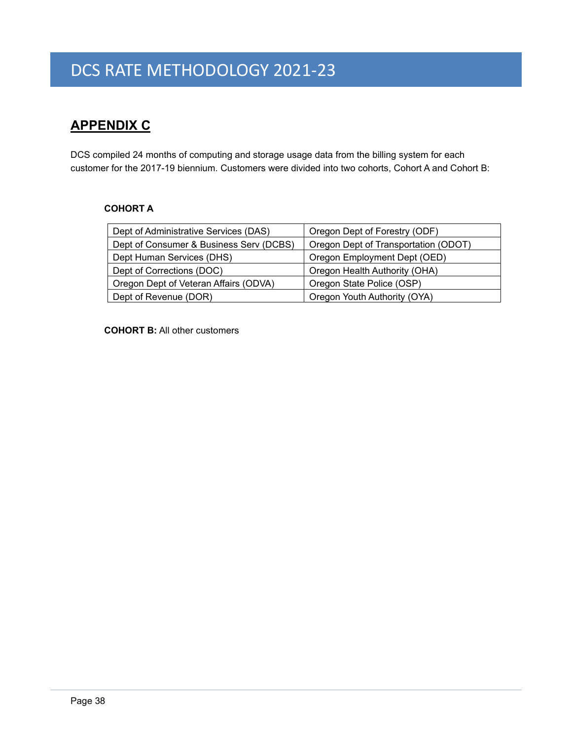## APPENDIX C

DCS compiled 24 months of computing and storage usage data from the billing system for each customer for the 2017-19 biennium. Customers were divided into two cohorts, Cohort A and Cohort B:

**COHORT A**

| | |
|---|---|
| Dept of Administrative Services (DAS) | Oregon Dept of Forestry (ODF) |
| Dept of Consumer & Business Serv (DCBS) | Oregon Dept of Transportation (ODOT) |
| Dept Human Services (DHS) | Oregon Employment Dept (OED) |
| Dept of Corrections (DOC) | Oregon Health Authority (OHA) |
| Oregon Dept of Veteran Affairs (ODVA) | Oregon State Police (OSP) |
| Dept of Revenue (DOR) | Oregon Youth Authority (OYA) |

**COHORT B:** All other customers